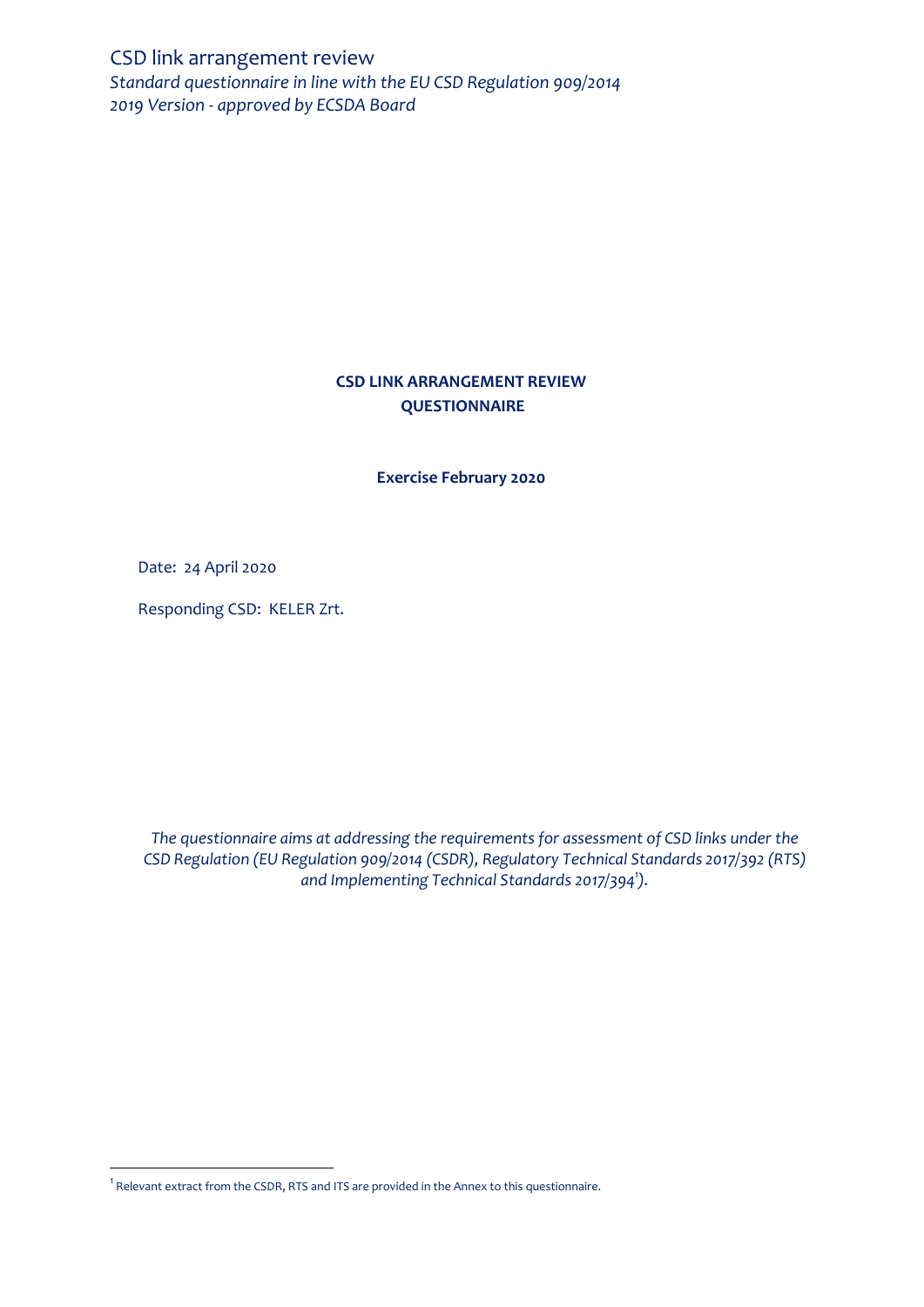CSD link arrangement review

*Standard questionnaire in line with the EU CSD Regulation 909/2014*
*2019 Version - approved by ECSDA Board*

**CSD LINK ARRANGEMENT REVIEW QUESTIONNAIRE**

**Exercise February 2020**

Date: 24 April 2020

Responding CSD: KELER Zrt.

*The questionnaire aims at addressing the requirements for assessment of CSD links under the CSD Regulation (EU Regulation 909/2014 (CSDR), Regulatory Technical Standards 2017/392 (RTS) and Implementing Technical Standards 2017/394[1]).*

[1] Relevant extract from the CSDR, RTS and ITS are provided in the Annex to this questionnaire.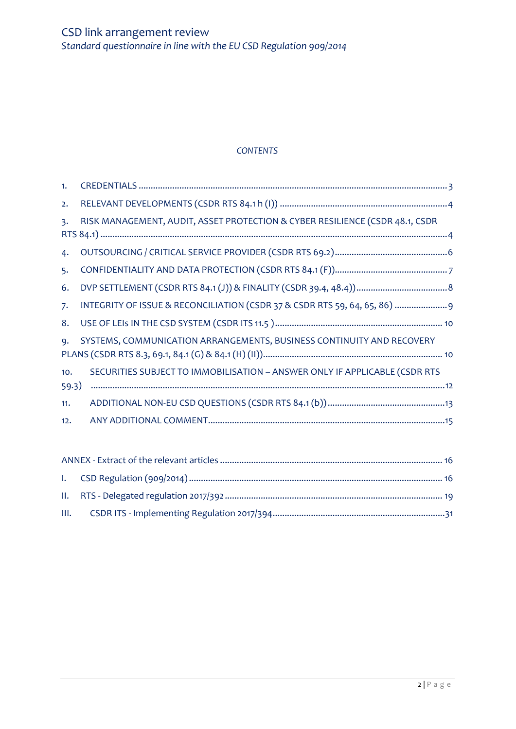CSD link arrangement review

*Standard questionnaire in line with the EU CSD Regulation 909/2014*

*CONTENTS*

1. CREDENTIALS ........................................................................ 3
2. RELEVANT DEVELOPMENTS (CSDR RTS 84.1 h (I)) ........................................................................ 4
3. RISK MANAGEMENT, AUDIT, ASSET PROTECTION & CYBER RESILIENCE (CSDR 48.1, CSDR RTS 84.1) ........................................................................ 4
4. OUTSOURCING / CRITICAL SERVICE PROVIDER (CSDR RTS 69.2) ........................................................................ 6
5. CONFIDENTIALITY AND DATA PROTECTION (CSDR RTS 84.1 (F)) ........................................................................ 7
6. DVP SETTLEMENT (CSDR RTS 84.1 (J)) & FINALITY (CSDR 39.4, 48.4)) ........................................................................ 8
7. INTEGRITY OF ISSUE & RECONCILIATION (CSDR 37 & CSDR RTS 59, 64, 65, 86) ........................................................................ 9
8. USE OF LEIs IN THE CSD SYSTEM (CSDR ITS 11.5 ) ........................................................................ 10
9. SYSTEMS, COMMUNICATION ARRANGEMENTS, BUSINESS CONTINUITY AND RECOVERY PLANS (CSDR RTS 8.3, 69.1, 84.1 (G) & 84.1 (H) (II)) ........................................................................ 10
10. SECURITIES SUBJECT TO IMMOBILISATION – ANSWER ONLY IF APPLICABLE (CSDR RTS 59.3) ........................................................................ 12
11. ADDITIONAL NON-EU CSD QUESTIONS (CSDR RTS 84.1 (b)) ........................................................................ 13
12. ANY ADDITIONAL COMMENT ........................................................................ 15

ANNEX - Extract of the relevant articles ........................................................................ 16

I. CSD Regulation (909/2014) ........................................................................ 16

II. RTS - Delegated regulation 2017/392 ........................................................................ 19

III. CSDR ITS - Implementing Regulation 2017/394 ........................................................................ 31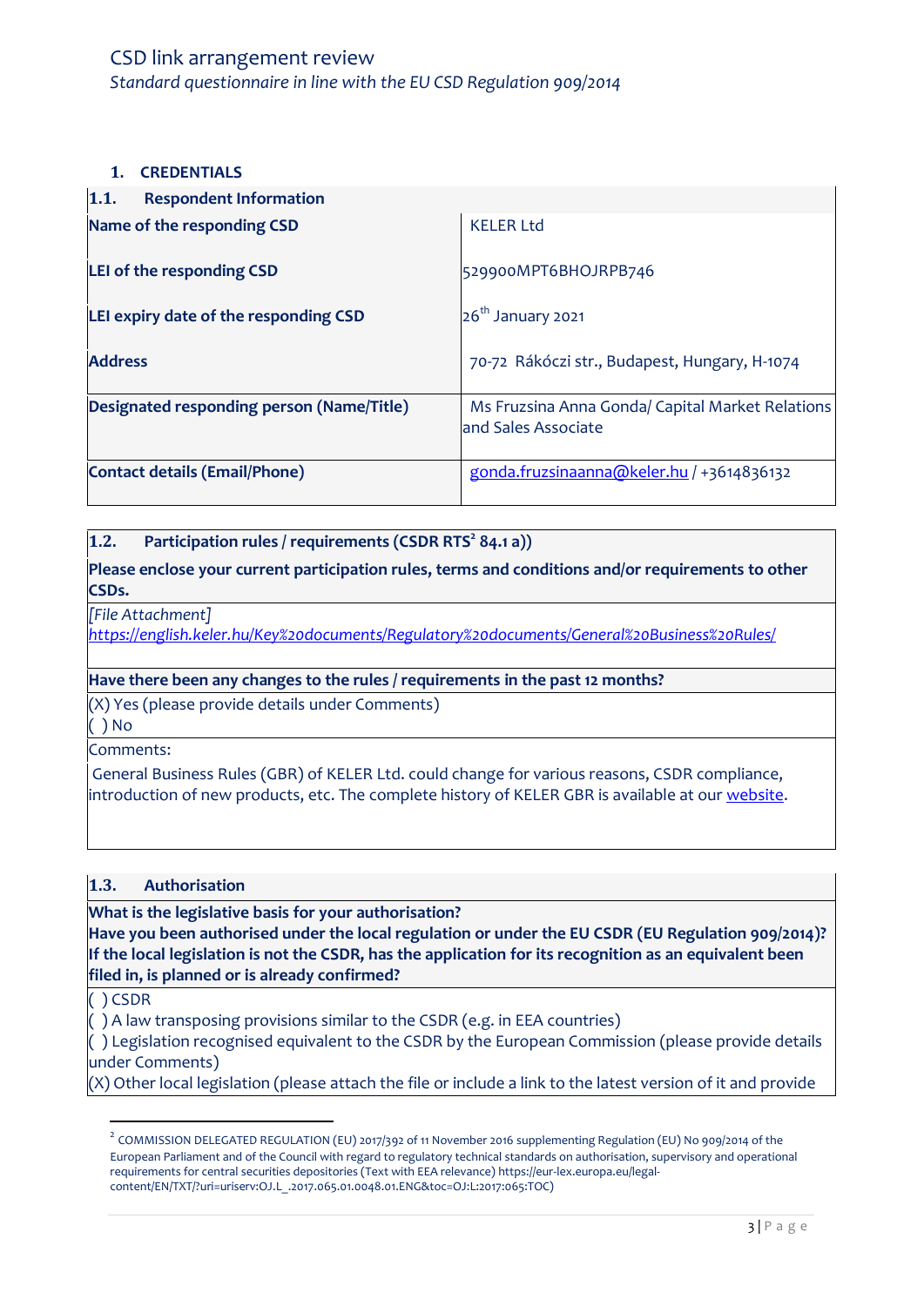# CSD link arrangement review

*Standard questionnaire in line with the EU CSD Regulation 909/2014*

## 1. CREDENTIALS

| 1.1. Respondent Information | |
|---|---|
| **Name of the responding CSD** | KELER Ltd |
| **LEI of the responding CSD** | 529900MPT6BHOJRPB746 |
| **LEI expiry date of the responding CSD** | 26th January 2021 |
| **Address** | 70-72 Rákóczi str., Budapest, Hungary, H-1074 |
| **Designated responding person (Name/Title)** | Ms Fruzsina Anna Gonda/ Capital Market Relations and Sales Associate |
| **Contact details (Email/Phone)** | gonda.fruzsinaanna@keler.hu / +3614836132 |

**1.2. Participation rules / requirements (CSDR RTS[2] 84.1 a))**

**Please enclose your current participation rules, terms and conditions and/or requirements to other CSDs.**

*[File Attachment]*
*https://english.keler.hu/Key%20documents/Regulatory%20documents/General%20Business%20Rules/*

**Have there been any changes to the rules / requirements in the past 12 months?**

(X) Yes (please provide details under Comments)
( ) No

Comments:

General Business Rules (GBR) of KELER Ltd. could change for various reasons, CSDR compliance, introduction of new products, etc. The complete history of KELER GBR is available at our website.

**1.3. Authorisation**

**What is the legislative basis for your authorisation?**
**Have you been authorised under the local regulation or under the EU CSDR (EU Regulation 909/2014)?**
**If the local legislation is not the CSDR, has the application for its recognition as an equivalent been filed in, is planned or is already confirmed?**

( ) CSDR
( ) A law transposing provisions similar to the CSDR (e.g. in EEA countries)
( ) Legislation recognised equivalent to the CSDR by the European Commission (please provide details under Comments)
(X) Other local legislation (please attach the file or include a link to the latest version of it and provide

---

[2] COMMISSION DELEGATED REGULATION (EU) 2017/392 of 11 November 2016 supplementing Regulation (EU) No 909/2014 of the European Parliament and of the Council with regard to regulatory technical standards on authorisation, supervisory and operational requirements for central securities depositories (Text with EEA relevance) https://eur-lex.europa.eu/legal-content/EN/TXT/?uri=uriserv:OJ.L_.2017.065.01.0048.01.ENG&toc=OJ:L:2017:065:TOC)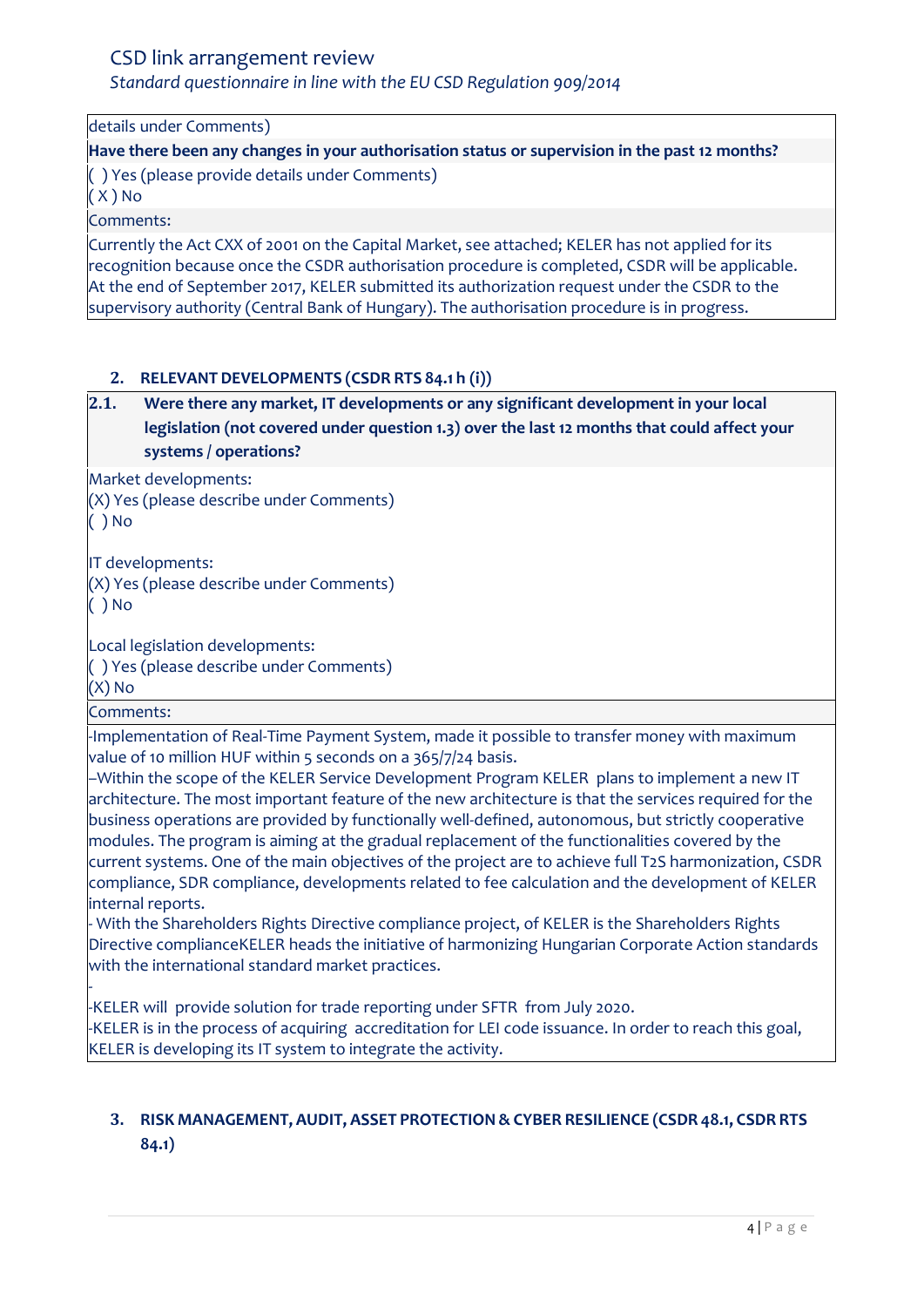details under Comments)

**Have there been any changes in your authorisation status or supervision in the past 12 months?**

( ) Yes (please provide details under Comments)
( X ) No

Comments:

Currently the Act CXX of 2001 on the Capital Market, see attached; KELER has not applied for its recognition because once the CSDR authorisation procedure is completed, CSDR will be applicable. At the end of September 2017, KELER submitted its authorization request under the CSDR to the supervisory authority (Central Bank of Hungary). The authorisation procedure is in progress.

## 2. RELEVANT DEVELOPMENTS (CSDR RTS 84.1 h (i))

**2.1. Were there any market, IT developments or any significant development in your local legislation (not covered under question 1.3) over the last 12 months that could affect your systems / operations?**

Market developments:
(X) Yes (please describe under Comments)
( ) No

IT developments:
(X) Yes (please describe under Comments)
( ) No

Local legislation developments:
( ) Yes (please describe under Comments)
(X) No

Comments:

-Implementation of Real-Time Payment System, made it possible to transfer money with maximum value of 10 million HUF within 5 seconds on a 365/7/24 basis.
–Within the scope of the KELER Service Development Program KELER plans to implement a new IT architecture. The most important feature of the new architecture is that the services required for the business operations are provided by functionally well-defined, autonomous, but strictly cooperative modules. The program is aiming at the gradual replacement of the functionalities covered by the current systems. One of the main objectives of the project are to achieve full T2S harmonization, CSDR compliance, SDR compliance, developments related to fee calculation and the development of KELER internal reports.
- With the Shareholders Rights Directive compliance project, of KELER is the Shareholders Rights Directive complianceKELER heads the initiative of harmonizing Hungarian Corporate Action standards with the international standard market practices.
-
-KELER will provide solution for trade reporting under SFTR from July 2020.
-KELER is in the process of acquiring accreditation for LEI code issuance. In order to reach this goal, KELER is developing its IT system to integrate the activity.

## 3. RISK MANAGEMENT, AUDIT, ASSET PROTECTION & CYBER RESILIENCE (CSDR 48.1, CSDR RTS 84.1)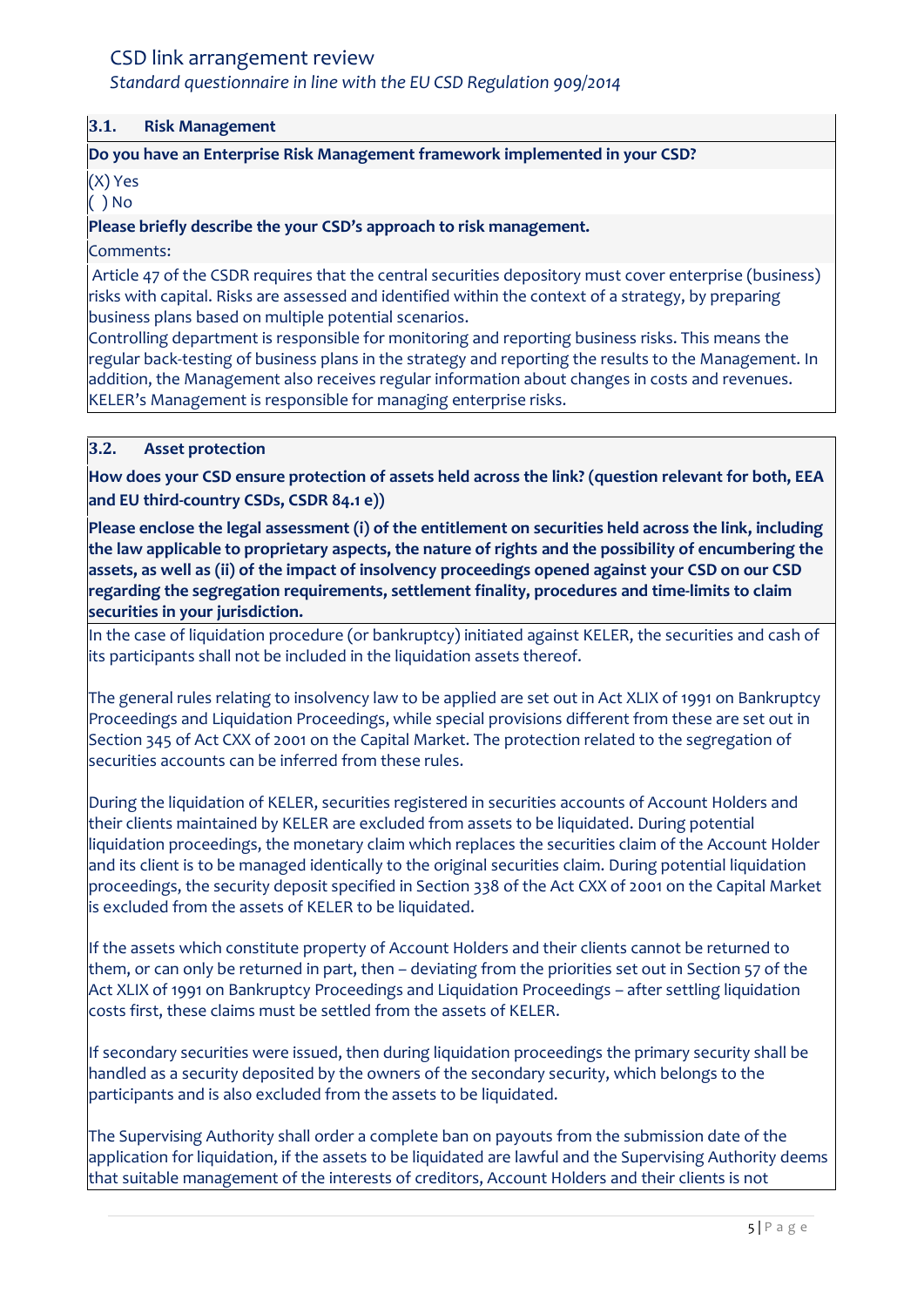## 3.1. Risk Management

**Do you have an Enterprise Risk Management framework implemented in your CSD?**

(X) Yes
( ) No

**Please briefly describe the your CSD's approach to risk management.**

Comments:

Article 47 of the CSDR requires that the central securities depository must cover enterprise (business) risks with capital. Risks are assessed and identified within the context of a strategy, by preparing business plans based on multiple potential scenarios.
Controlling department is responsible for monitoring and reporting business risks. This means the regular back-testing of business plans in the strategy and reporting the results to the Management. In addition, the Management also receives regular information about changes in costs and revenues. KELER's Management is responsible for managing enterprise risks.

## 3.2. Asset protection

**How does your CSD ensure protection of assets held across the link? (question relevant for both, EEA and EU third-country CSDs, CSDR 84.1 e))**

**Please enclose the legal assessment (i) of the entitlement on securities held across the link, including the law applicable to proprietary aspects, the nature of rights and the possibility of encumbering the assets, as well as (ii) of the impact of insolvency proceedings opened against your CSD on our CSD regarding the segregation requirements, settlement finality, procedures and time-limits to claim securities in your jurisdiction.**

In the case of liquidation procedure (or bankruptcy) initiated against KELER, the securities and cash of its participants shall not be included in the liquidation assets thereof.

The general rules relating to insolvency law to be applied are set out in Act XLIX of 1991 on Bankruptcy Proceedings and Liquidation Proceedings, while special provisions different from these are set out in Section 345 of Act CXX of 2001 on the Capital Market. The protection related to the segregation of securities accounts can be inferred from these rules.

During the liquidation of KELER, securities registered in securities accounts of Account Holders and their clients maintained by KELER are excluded from assets to be liquidated. During potential liquidation proceedings, the monetary claim which replaces the securities claim of the Account Holder and its client is to be managed identically to the original securities claim. During potential liquidation proceedings, the security deposit specified in Section 338 of the Act CXX of 2001 on the Capital Market is excluded from the assets of KELER to be liquidated.

If the assets which constitute property of Account Holders and their clients cannot be returned to them, or can only be returned in part, then – deviating from the priorities set out in Section 57 of the Act XLIX of 1991 on Bankruptcy Proceedings and Liquidation Proceedings – after settling liquidation costs first, these claims must be settled from the assets of KELER.

If secondary securities were issued, then during liquidation proceedings the primary security shall be handled as a security deposited by the owners of the secondary security, which belongs to the participants and is also excluded from the assets to be liquidated.

The Supervising Authority shall order a complete ban on payouts from the submission date of the application for liquidation, if the assets to be liquidated are lawful and the Supervising Authority deems that suitable management of the interests of creditors, Account Holders and their clients is not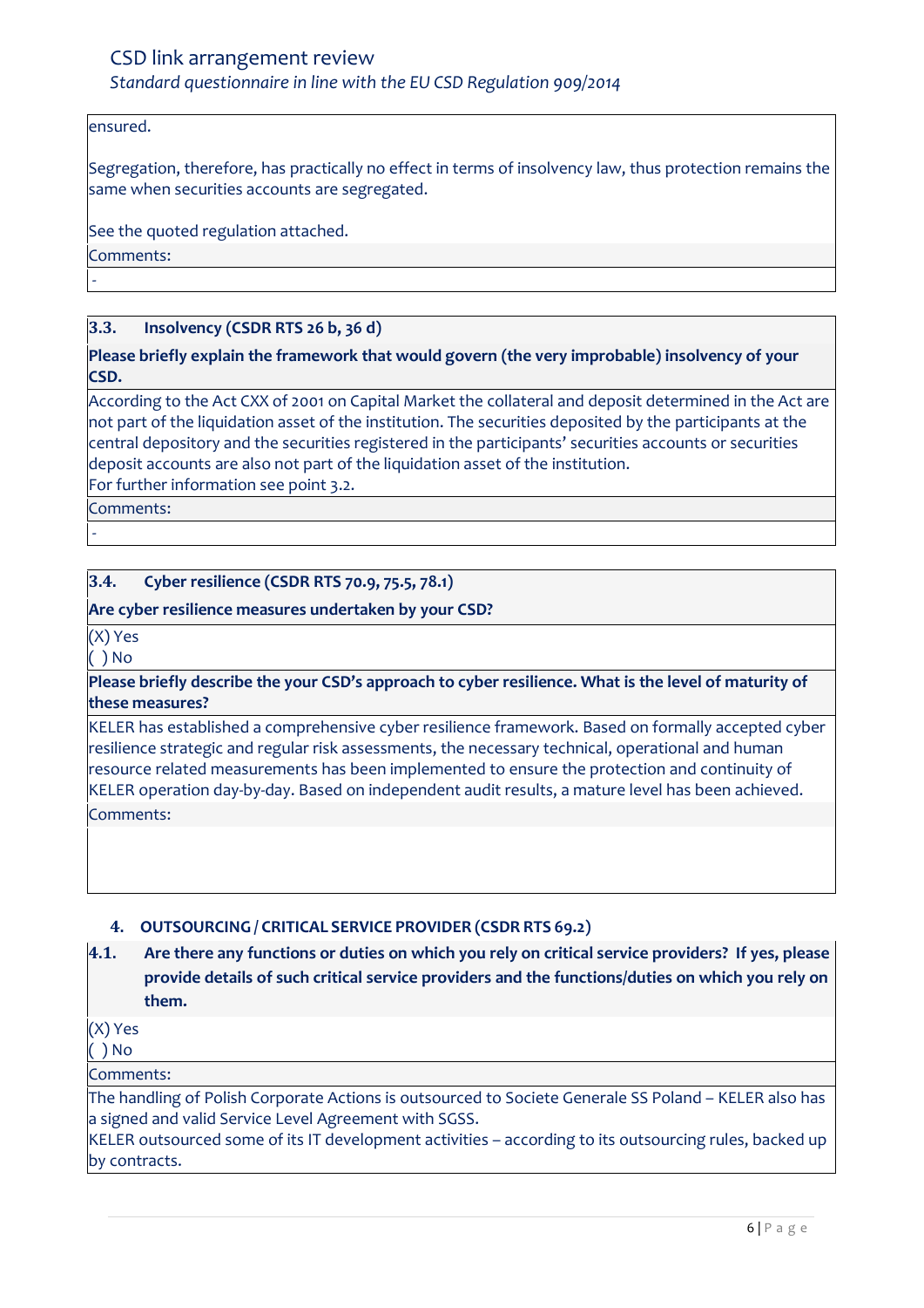ensured.

Segregation, therefore, has practically no effect in terms of insolvency law, thus protection remains the same when securities accounts are segregated.

See the quoted regulation attached.

Comments:

-

### 3.3. Insolvency (CSDR RTS 26 b, 36 d)

**Please briefly explain the framework that would govern (the very improbable) insolvency of your CSD.**

According to the Act CXX of 2001 on Capital Market the collateral and deposit determined in the Act are not part of the liquidation asset of the institution. The securities deposited by the participants at the central depository and the securities registered in the participants' securities accounts or securities deposit accounts are also not part of the liquidation asset of the institution.
For further information see point 3.2.

Comments:

-

### 3.4. Cyber resilience (CSDR RTS 70.9, 75.5, 78.1)

**Are cyber resilience measures undertaken by your CSD?**

(X) Yes
( ) No

**Please briefly describe the your CSD's approach to cyber resilience. What is the level of maturity of these measures?**

KELER has established a comprehensive cyber resilience framework. Based on formally accepted cyber resilience strategic and regular risk assessments, the necessary technical, operational and human resource related measurements has been implemented to ensure the protection and continuity of KELER operation day-by-day. Based on independent audit results, a mature level has been achieved.

Comments:

## 4. OUTSOURCING / CRITICAL SERVICE PROVIDER (CSDR RTS 69.2)

### 4.1. Are there any functions or duties on which you rely on critical service providers? If yes, please provide details of such critical service providers and the functions/duties on which you rely on them.

(X) Yes
( ) No

Comments:

The handling of Polish Corporate Actions is outsourced to Societe Generale SS Poland – KELER also has a signed and valid Service Level Agreement with SGSS.
KELER outsourced some of its IT development activities – according to its outsourcing rules, backed up by contracts.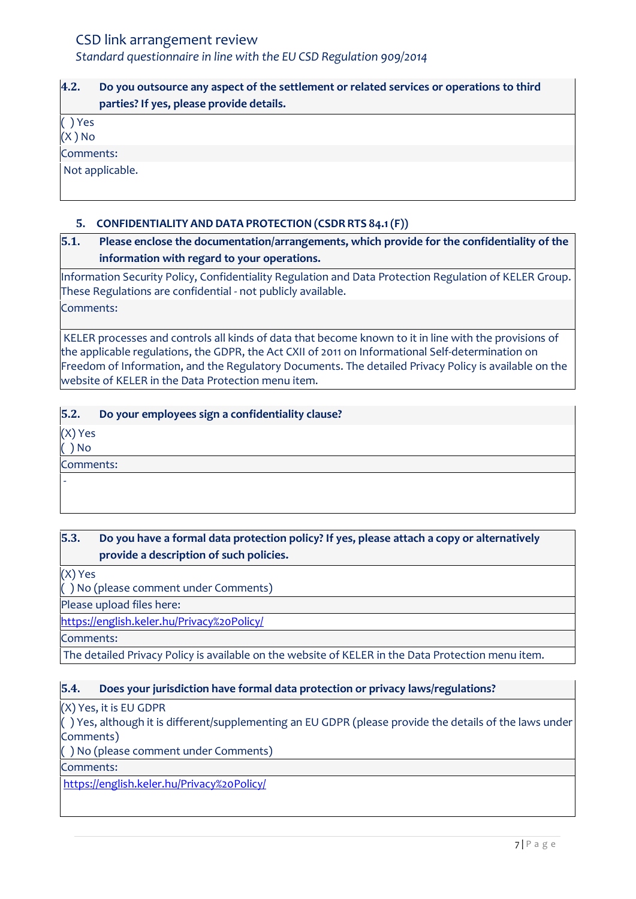**4.2. Do you outsource any aspect of the settlement or related services or operations to third parties? If yes, please provide details.**

( ) Yes
(X ) No

Comments:

Not applicable.

## 5. CONFIDENTIALITY AND DATA PROTECTION (CSDR RTS 84.1 (F))

**5.1. Please enclose the documentation/arrangements, which provide for the confidentiality of the information with regard to your operations.**

Information Security Policy, Confidentiality Regulation and Data Protection Regulation of KELER Group. These Regulations are confidential - not publicly available.

Comments:

KELER processes and controls all kinds of data that become known to it in line with the provisions of the applicable regulations, the GDPR, the Act CXII of 2011 on Informational Self-determination on Freedom of Information, and the Regulatory Documents. The detailed Privacy Policy is available on the website of KELER in the Data Protection menu item.

**5.2. Do your employees sign a confidentiality clause?**

(X) Yes
( ) No

Comments:

-

**5.3. Do you have a formal data protection policy? If yes, please attach a copy or alternatively provide a description of such policies.**

(X) Yes
( ) No (please comment under Comments)

Please upload files here:

https://english.keler.hu/Privacy%20Policy/

Comments:

The detailed Privacy Policy is available on the website of KELER in the Data Protection menu item.

**5.4. Does your jurisdiction have formal data protection or privacy laws/regulations?**

(X) Yes, it is EU GDPR
( ) Yes, although it is different/supplementing an EU GDPR (please provide the details of the laws under Comments)
( ) No (please comment under Comments)

Comments:

https://english.keler.hu/Privacy%20Policy/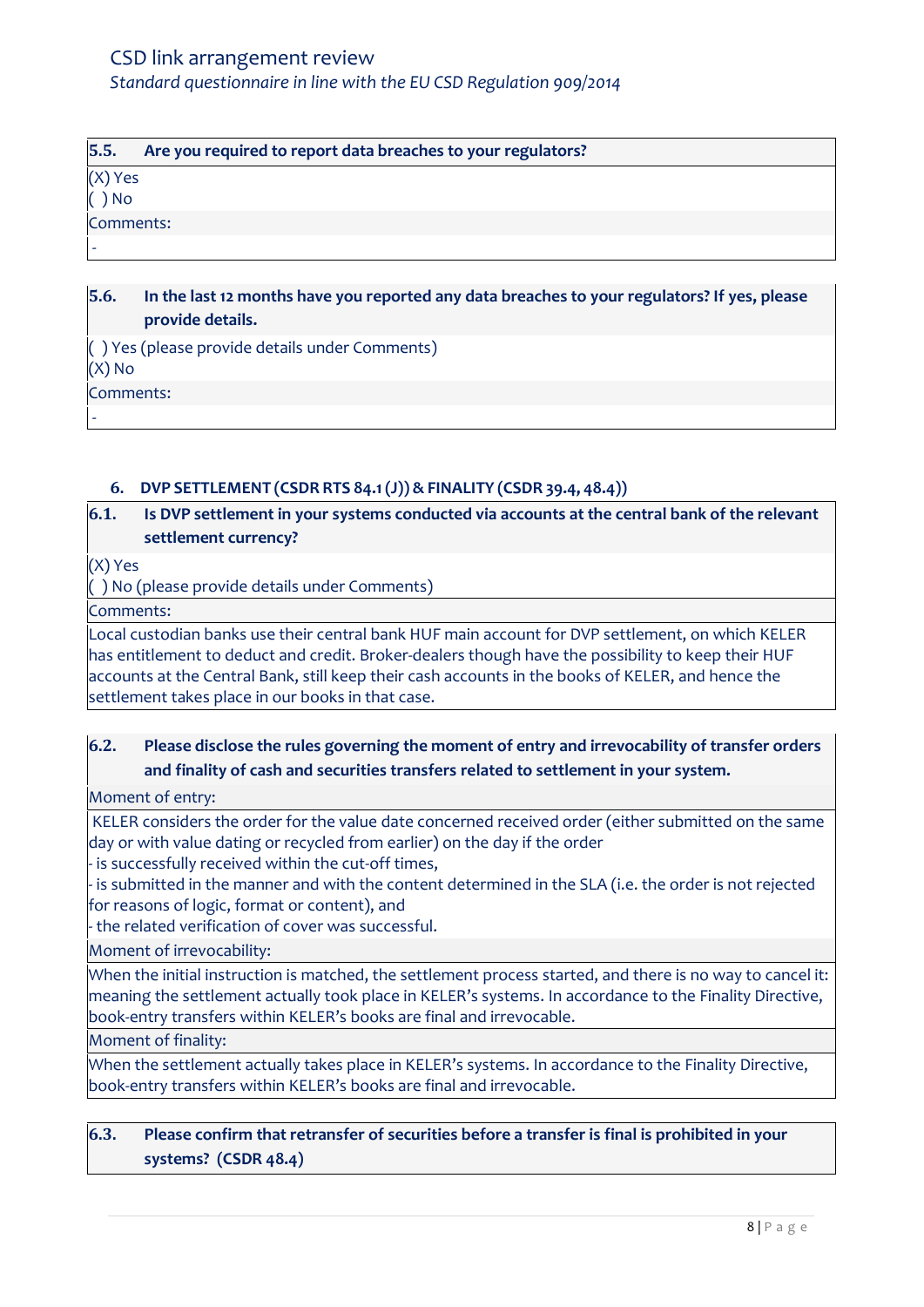| 5.5. | Are you required to report data breaches to your regulators? |
|---|---|

(X) Yes
( ) No

Comments:

-

| 5.6. | In the last 12 months have you reported any data breaches to your regulators? If yes, please provide details. |
|---|---|

( ) Yes (please provide details under Comments)
(X) No

Comments:

-

## 6. DVP SETTLEMENT (CSDR RTS 84.1 (J)) & FINALITY (CSDR 39.4, 48.4))

| 6.1. | Is DVP settlement in your systems conducted via accounts at the central bank of the relevant settlement currency? |
|---|---|

(X) Yes
( ) No (please provide details under Comments)

Comments:

Local custodian banks use their central bank HUF main account for DVP settlement, on which KELER has entitlement to deduct and credit. Broker-dealers though have the possibility to keep their HUF accounts at the Central Bank, still keep their cash accounts in the books of KELER, and hence the settlement takes place in our books in that case.

| 6.2. | Please disclose the rules governing the moment of entry and irrevocability of transfer orders and finality of cash and securities transfers related to settlement in your system. |
|---|---|

Moment of entry:

KELER considers the order for the value date concerned received order (either submitted on the same day or with value dating or recycled from earlier) on the day if the order

- is successfully received within the cut-off times,
- is submitted in the manner and with the content determined in the SLA (i.e. the order is not rejected for reasons of logic, format or content), and
- the related verification of cover was successful.

Moment of irrevocability:

When the initial instruction is matched, the settlement process started, and there is no way to cancel it: meaning the settlement actually took place in KELER's systems. In accordance to the Finality Directive, book-entry transfers within KELER's books are final and irrevocable.

Moment of finality:

When the settlement actually takes place in KELER's systems. In accordance to the Finality Directive, book-entry transfers within KELER's books are final and irrevocable.

| 6.3. | Please confirm that retransfer of securities before a transfer is final is prohibited in your systems? (CSDR 48.4) |
|---|---|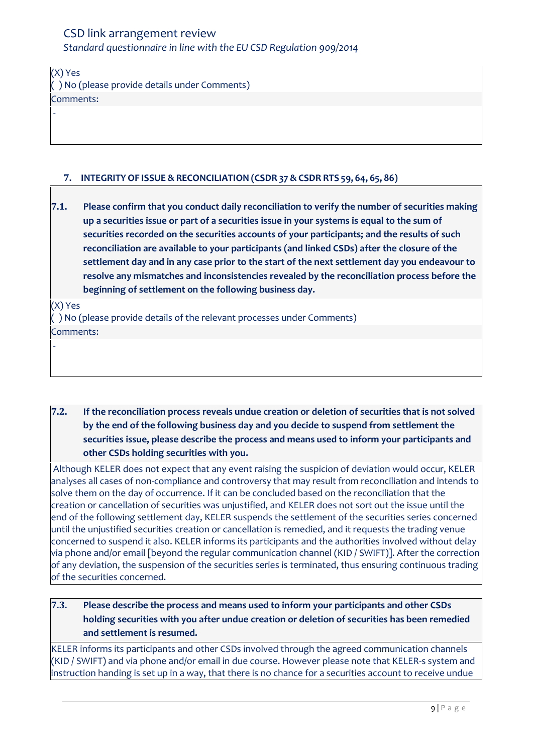(X) Yes
( ) No (please provide details under Comments)

Comments:

-

## 7. INTEGRITY OF ISSUE & RECONCILIATION (CSDR 37 & CSDR RTS 59, 64, 65, 86)

**7.1. Please confirm that you conduct daily reconciliation to verify the number of securities making up a securities issue or part of a securities issue in your systems is equal to the sum of securities recorded on the securities accounts of your participants; and the results of such reconciliation are available to your participants (and linked CSDs) after the closure of the settlement day and in any case prior to the start of the next settlement day you endeavour to resolve any mismatches and inconsistencies revealed by the reconciliation process before the beginning of settlement on the following business day.**

(X) Yes
( ) No (please provide details of the relevant processes under Comments)

Comments:

-

**7.2. If the reconciliation process reveals undue creation or deletion of securities that is not solved by the end of the following business day and you decide to suspend from settlement the securities issue, please describe the process and means used to inform your participants and other CSDs holding securities with you.**

Although KELER does not expect that any event raising the suspicion of deviation would occur, KELER analyses all cases of non-compliance and controversy that may result from reconciliation and intends to solve them on the day of occurrence. If it can be concluded based on the reconciliation that the creation or cancellation of securities was unjustified, and KELER does not sort out the issue until the end of the following settlement day, KELER suspends the settlement of the securities series concerned until the unjustified securities creation or cancellation is remedied, and it requests the trading venue concerned to suspend it also. KELER informs its participants and the authorities involved without delay via phone and/or email [beyond the regular communication channel (KID / SWIFT)]. After the correction of any deviation, the suspension of the securities series is terminated, thus ensuring continuous trading of the securities concerned.

**7.3. Please describe the process and means used to inform your participants and other CSDs holding securities with you after undue creation or deletion of securities has been remedied and settlement is resumed.**

KELER informs its participants and other CSDs involved through the agreed communication channels (KID / SWIFT) and via phone and/or email in due course. However please note that KELER-s system and instruction handing is set up in a way, that there is no chance for a securities account to receive undue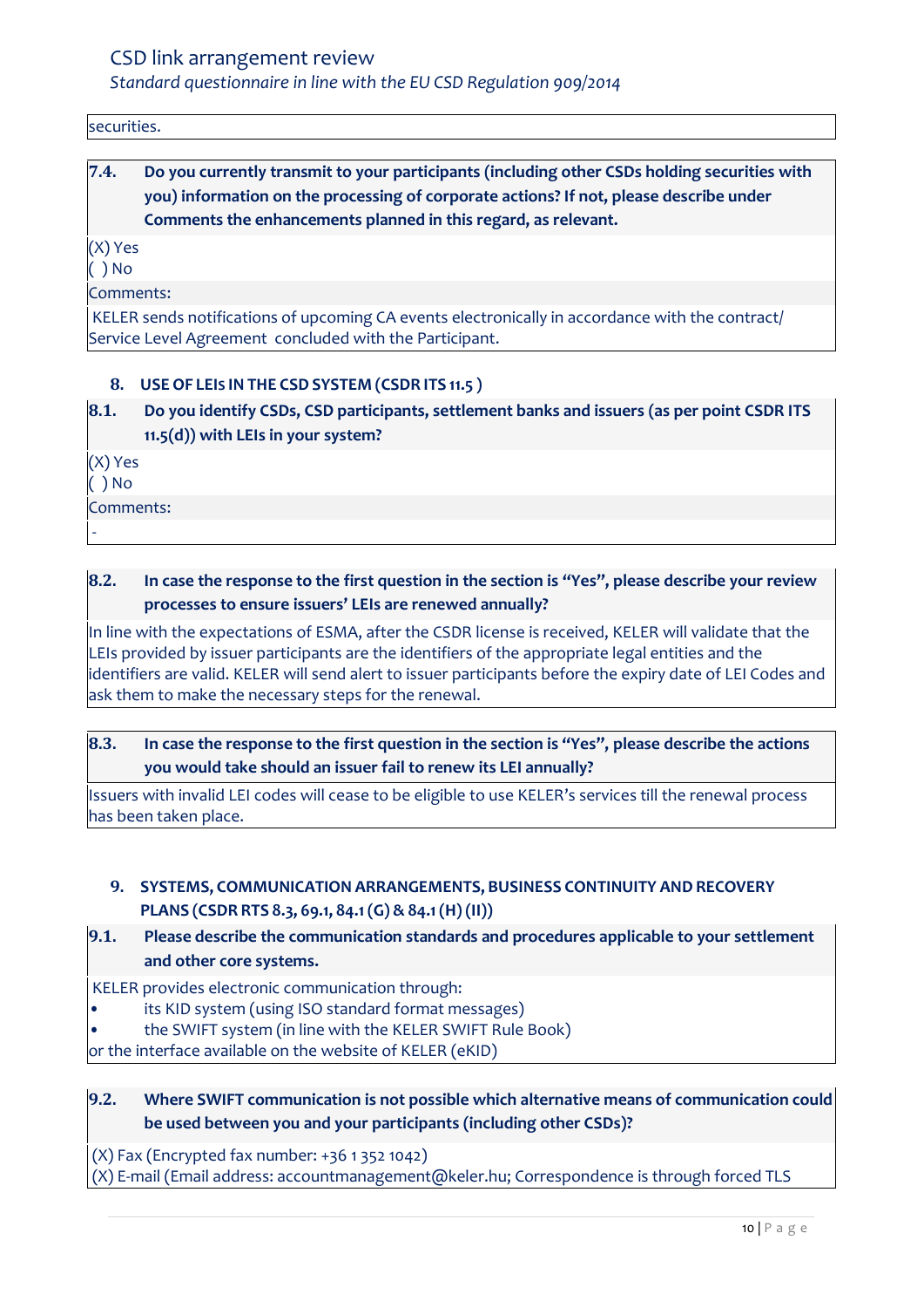securities.

**7.4. Do you currently transmit to your participants (including other CSDs holding securities with you) information on the processing of corporate actions? If not, please describe under Comments the enhancements planned in this regard, as relevant.**

(X) Yes
( ) No

Comments:

KELER sends notifications of upcoming CA events electronically in accordance with the contract/ Service Level Agreement concluded with the Participant.

## 8. USE OF LEIs IN THE CSD SYSTEM (CSDR ITS 11.5 )

**8.1. Do you identify CSDs, CSD participants, settlement banks and issuers (as per point CSDR ITS 11.5(d)) with LEIs in your system?**

(X) Yes
( ) No

Comments:

-

**8.2. In case the response to the first question in the section is "Yes", please describe your review processes to ensure issuers' LEIs are renewed annually?**

In line with the expectations of ESMA, after the CSDR license is received, KELER will validate that the LEIs provided by issuer participants are the identifiers of the appropriate legal entities and the identifiers are valid. KELER will send alert to issuer participants before the expiry date of LEI Codes and ask them to make the necessary steps for the renewal.

**8.3. In case the response to the first question in the section is "Yes", please describe the actions you would take should an issuer fail to renew its LEI annually?**

Issuers with invalid LEI codes will cease to be eligible to use KELER's services till the renewal process has been taken place.

## 9. SYSTEMS, COMMUNICATION ARRANGEMENTS, BUSINESS CONTINUITY AND RECOVERY PLANS (CSDR RTS 8.3, 69.1, 84.1 (G) & 84.1 (H) (II))

**9.1. Please describe the communication standards and procedures applicable to your settlement and other core systems.**

KELER provides electronic communication through:

- its KID system (using ISO standard format messages)
- the SWIFT system (in line with the KELER SWIFT Rule Book)

or the interface available on the website of KELER (eKID)

**9.2. Where SWIFT communication is not possible which alternative means of communication could be used between you and your participants (including other CSDs)?**

(X) Fax (Encrypted fax number: +36 1 352 1042)
(X) E-mail (Email address: accountmanagement@keler.hu; Correspondence is through forced TLS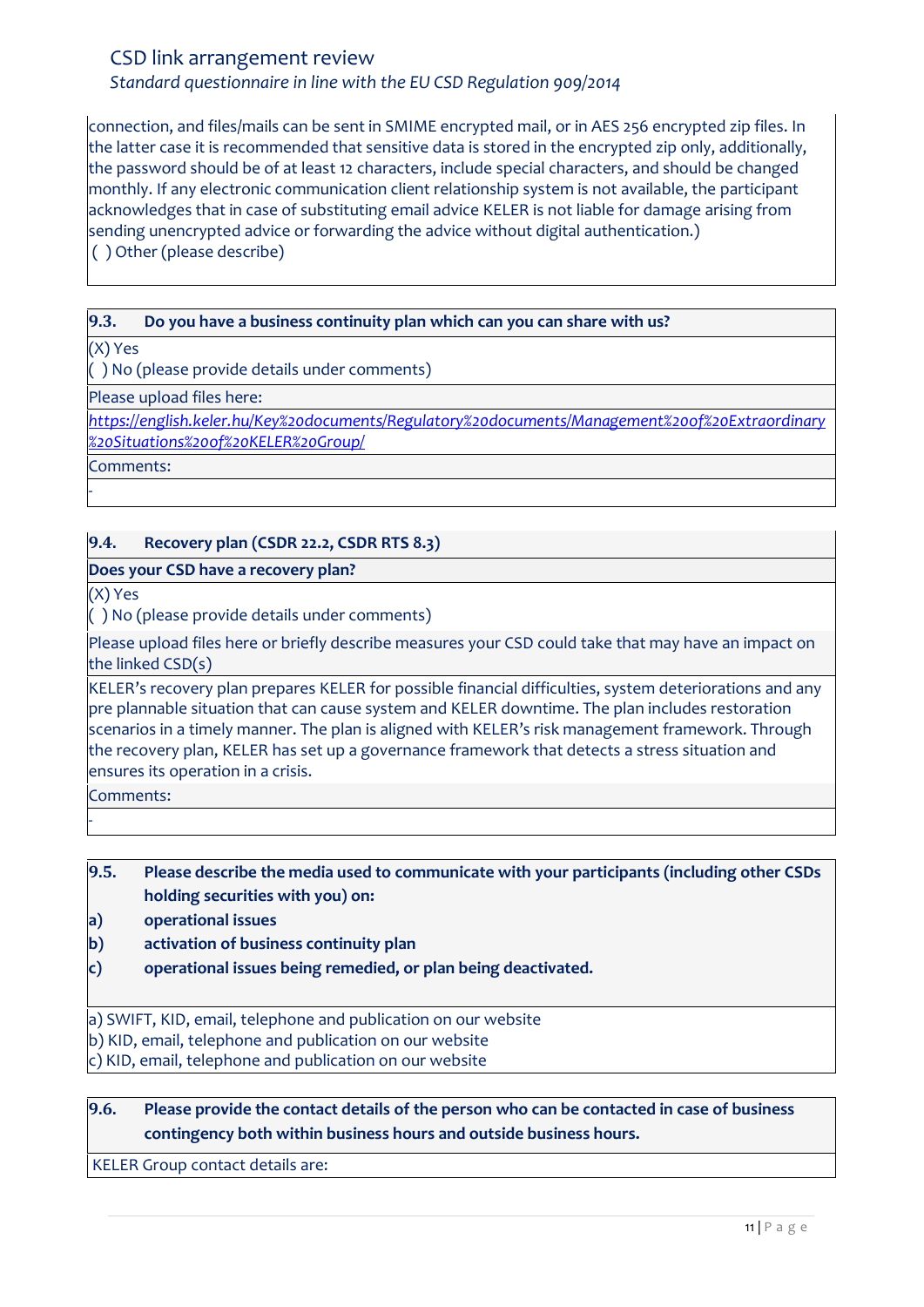connection, and files/mails can be sent in SMIME encrypted mail, or in AES 256 encrypted zip files. In the latter case it is recommended that sensitive data is stored in the encrypted zip only, additionally, the password should be of at least 12 characters, include special characters, and should be changed monthly. If any electronic communication client relationship system is not available, the participant acknowledges that in case of substituting email advice KELER is not liable for damage arising from sending unencrypted advice or forwarding the advice without digital authentication.)

( ) Other (please describe)

**9.3. Do you have a business continuity plan which can you can share with us?**

(X) Yes

( ) No (please provide details under comments)

Please upload files here:

https://english.keler.hu/Key%20documents/Regulatory%20documents/Management%20of%20Extraordinary%20Situations%20of%20KELER%20Group/

Comments:

-

**9.4. Recovery plan (CSDR 22.2, CSDR RTS 8.3)**

**Does your CSD have a recovery plan?**

(X) Yes

( ) No (please provide details under comments)

Please upload files here or briefly describe measures your CSD could take that may have an impact on the linked CSD(s)

KELER's recovery plan prepares KELER for possible financial difficulties, system deteriorations and any pre plannable situation that can cause system and KELER downtime. The plan includes restoration scenarios in a timely manner. The plan is aligned with KELER's risk management framework. Through the recovery plan, KELER has set up a governance framework that detects a stress situation and ensures its operation in a crisis.

Comments:

-

**9.5. Please describe the media used to communicate with your participants (including other CSDs holding securities with you) on:**

**a) operational issues**

**b) activation of business continuity plan**

**c) operational issues being remedied, or plan being deactivated.**

a) SWIFT, KID, email, telephone and publication on our website

b) KID, email, telephone and publication on our website

c) KID, email, telephone and publication on our website

**9.6. Please provide the contact details of the person who can be contacted in case of business contingency both within business hours and outside business hours.**

KELER Group contact details are: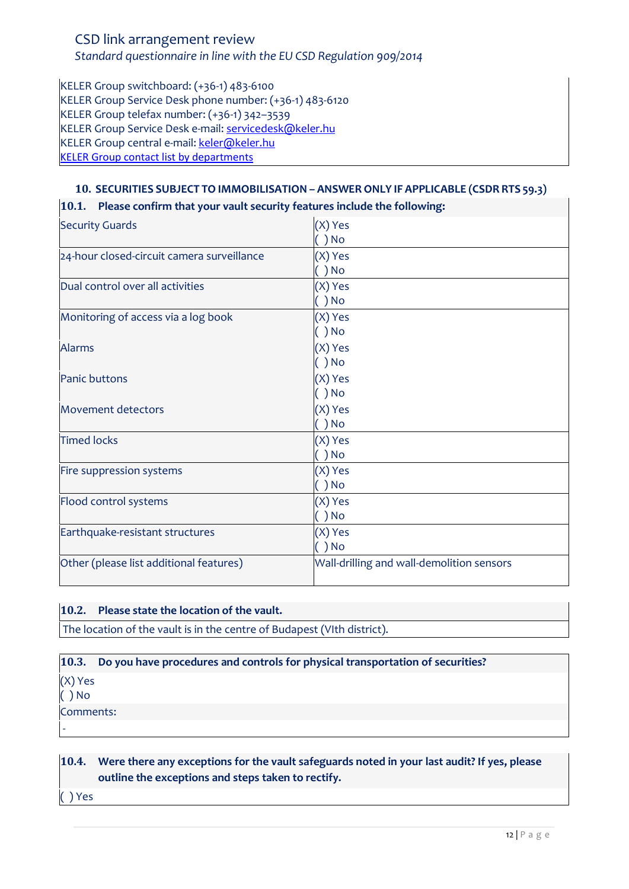KELER Group switchboard: (+36-1) 483-6100
KELER Group Service Desk phone number: (+36-1) 483-6120
KELER Group telefax number: (+36-1) 342–3539
KELER Group Service Desk e-mail: servicedesk@keler.hu
KELER Group central e-mail: keler@keler.hu
KELER Group contact list by departments

### 10. SECURITIES SUBJECT TO IMMOBILISATION – ANSWER ONLY IF APPLICABLE (CSDR RTS 59.3)

**10.1. Please confirm that your vault security features include the following:**

| | |
|---|---|
| Security Guards | (X) Yes<br>( ) No |
| 24-hour closed-circuit camera surveillance | (X) Yes<br>( ) No |
| Dual control over all activities | (X) Yes<br>( ) No |
| Monitoring of access via a log book | (X) Yes<br>( ) No |
| Alarms | (X) Yes<br>( ) No |
| Panic buttons | (X) Yes<br>( ) No |
| Movement detectors | (X) Yes<br>( ) No |
| Timed locks | (X) Yes<br>( ) No |
| Fire suppression systems | (X) Yes<br>( ) No |
| Flood control systems | (X) Yes<br>( ) No |
| Earthquake-resistant structures | (X) Yes<br>( ) No |
| Other (please list additional features) | Wall-drilling and wall-demolition sensors |

**10.2. Please state the location of the vault.**

The location of the vault is in the centre of Budapest (VIth district).

**10.3. Do you have procedures and controls for physical transportation of securities?**

(X) Yes
( ) No

Comments:

-

**10.4. Were there any exceptions for the vault safeguards noted in your last audit? If yes, please outline the exceptions and steps taken to rectify.**

( ) Yes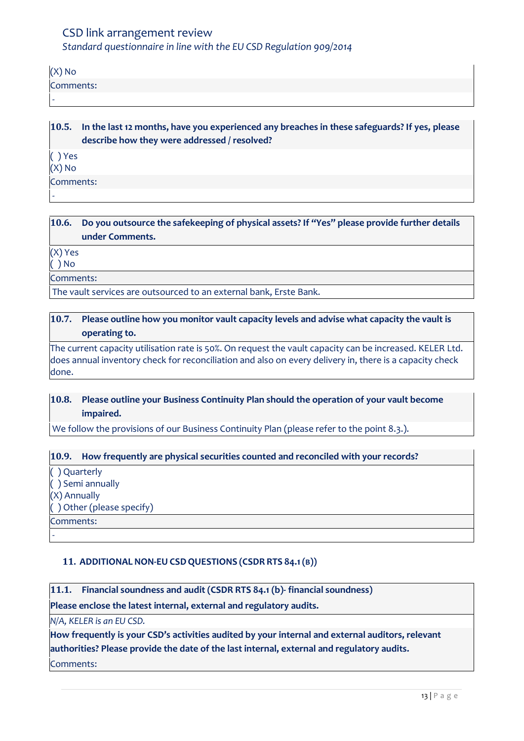(X) No

Comments:

-

**10.5. In the last 12 months, have you experienced any breaches in these safeguards? If yes, please describe how they were addressed / resolved?**

( ) Yes
(X) No

Comments:

-

**10.6. Do you outsource the safekeeping of physical assets? If "Yes" please provide further details under Comments.**

(X) Yes
( ) No

Comments:

The vault services are outsourced to an external bank, Erste Bank.

**10.7. Please outline how you monitor vault capacity levels and advise what capacity the vault is operating to.**

The current capacity utilisation rate is 50%. On request the vault capacity can be increased. KELER Ltd. does annual inventory check for reconciliation and also on every delivery in, there is a capacity check done.

**10.8. Please outline your Business Continuity Plan should the operation of your vault become impaired.**

We follow the provisions of our Business Continuity Plan (please refer to the point 8.3.).

**10.9. How frequently are physical securities counted and reconciled with your records?**

( ) Quarterly
( ) Semi annually
(X) Annually
( ) Other (please specify)

Comments:

-

## 11. ADDITIONAL NON-EU CSD QUESTIONS (CSDR RTS 84.1 (B))

**11.1. Financial soundness and audit (CSDR RTS 84.1 (b)- financial soundness)**

**Please enclose the latest internal, external and regulatory audits.**

*N/A, KELER is an EU CSD.*

**How frequently is your CSD's activities audited by your internal and external auditors, relevant authorities? Please provide the date of the last internal, external and regulatory audits.**

Comments: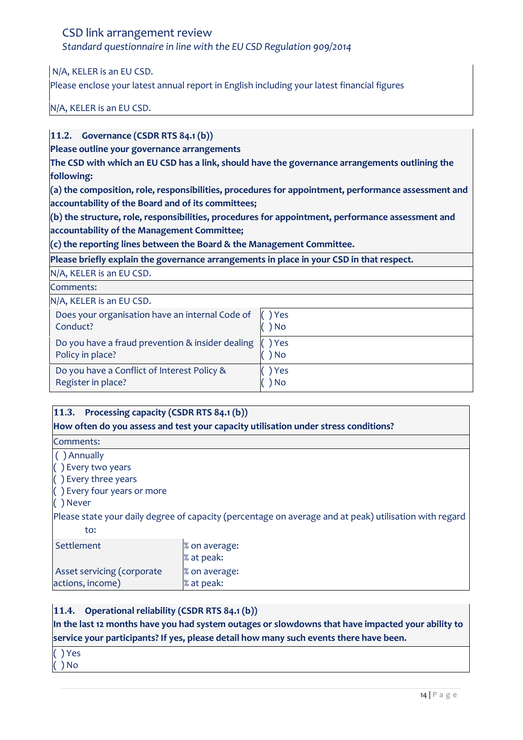N/A, KELER is an EU CSD.

Please enclose your latest annual report in English including your latest financial figures

N/A, KELER is an EU CSD.

**11.2. Governance (CSDR RTS 84.1 (b))**

**Please outline your governance arrangements**

**The CSD with which an EU CSD has a link, should have the governance arrangements outlining the following:**

**(a) the composition, role, responsibilities, procedures for appointment, performance assessment and accountability of the Board and of its committees;**

**(b) the structure, role, responsibilities, procedures for appointment, performance assessment and accountability of the Management Committee;**

**(c) the reporting lines between the Board & the Management Committee.**

**Please briefly explain the governance arrangements in place in your CSD in that respect.**

N/A, KELER is an EU CSD.

Comments:

N/A, KELER is an EU CSD.

| | |
|---|---|
| Does your organisation have an internal Code of Conduct? | ( ) Yes<br>( ) No |
| Do you have a fraud prevention & insider dealing Policy in place? | ( ) Yes<br>( ) No |
| Do you have a Conflict of Interest Policy & Register in place? | ( ) Yes<br>( ) No |

**11.3. Processing capacity (CSDR RTS 84.1 (b))**

**How often do you assess and test your capacity utilisation under stress conditions?**

Comments:

( ) Annually
( ) Every two years
( ) Every three years
( ) Every four years or more
( ) Never

Please state your daily degree of capacity (percentage on average and at peak) utilisation with regard to:

| | |
|---|---|
| Settlement | % on average:<br>% at peak: |
| Asset servicing (corporate actions, income) | % on average:<br>% at peak: |

**11.4. Operational reliability (CSDR RTS 84.1 (b))**

**In the last 12 months have you had system outages or slowdowns that have impacted your ability to service your participants? If yes, please detail how many such events there have been.**

( ) Yes
( ) No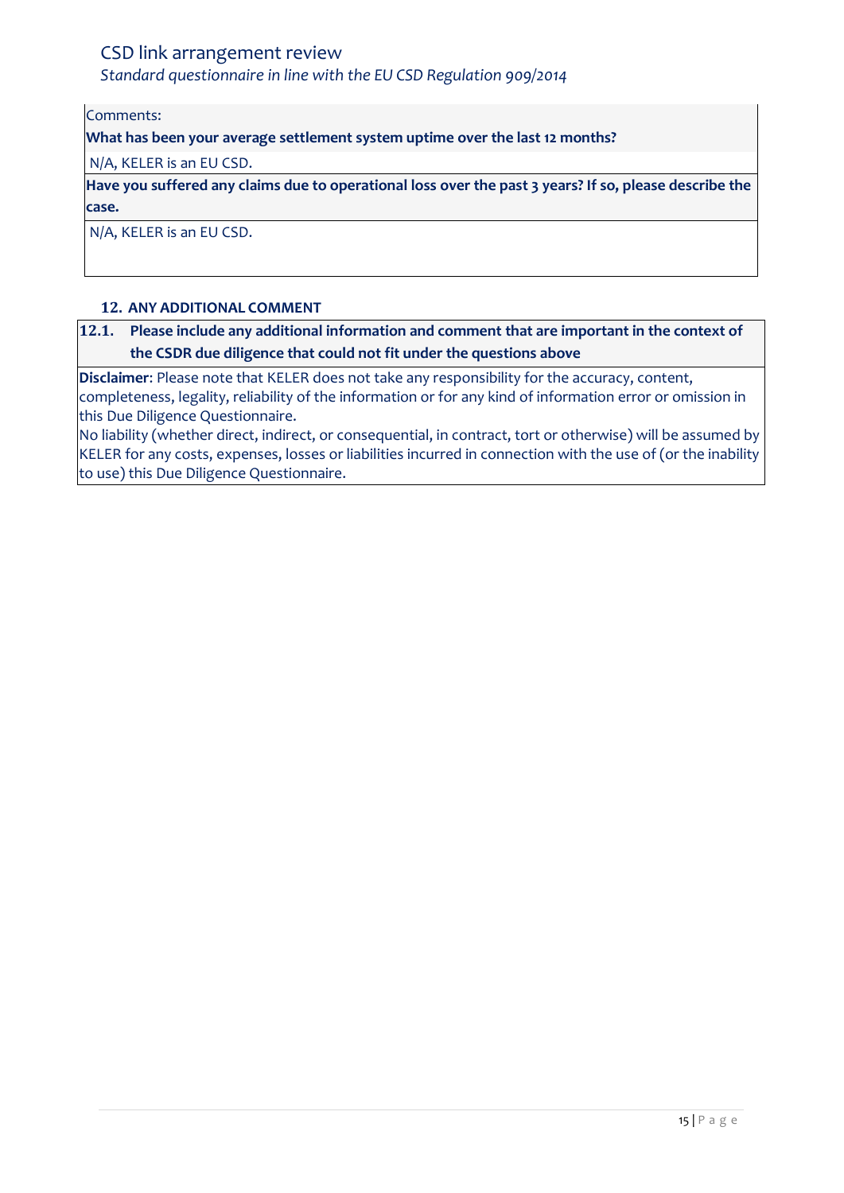Comments:

**What has been your average settlement system uptime over the last 12 months?**

N/A, KELER is an EU CSD.

**Have you suffered any claims due to operational loss over the past 3 years? If so, please describe the case.**

N/A, KELER is an EU CSD.

## 12. ANY ADDITIONAL COMMENT

**12.1. Please include any additional information and comment that are important in the context of the CSDR due diligence that could not fit under the questions above**

**Disclaimer**: Please note that KELER does not take any responsibility for the accuracy, content, completeness, legality, reliability of the information or for any kind of information error or omission in this Due Diligence Questionnaire.

No liability (whether direct, indirect, or consequential, in contract, tort or otherwise) will be assumed by KELER for any costs, expenses, losses or liabilities incurred in connection with the use of (or the inability to use) this Due Diligence Questionnaire.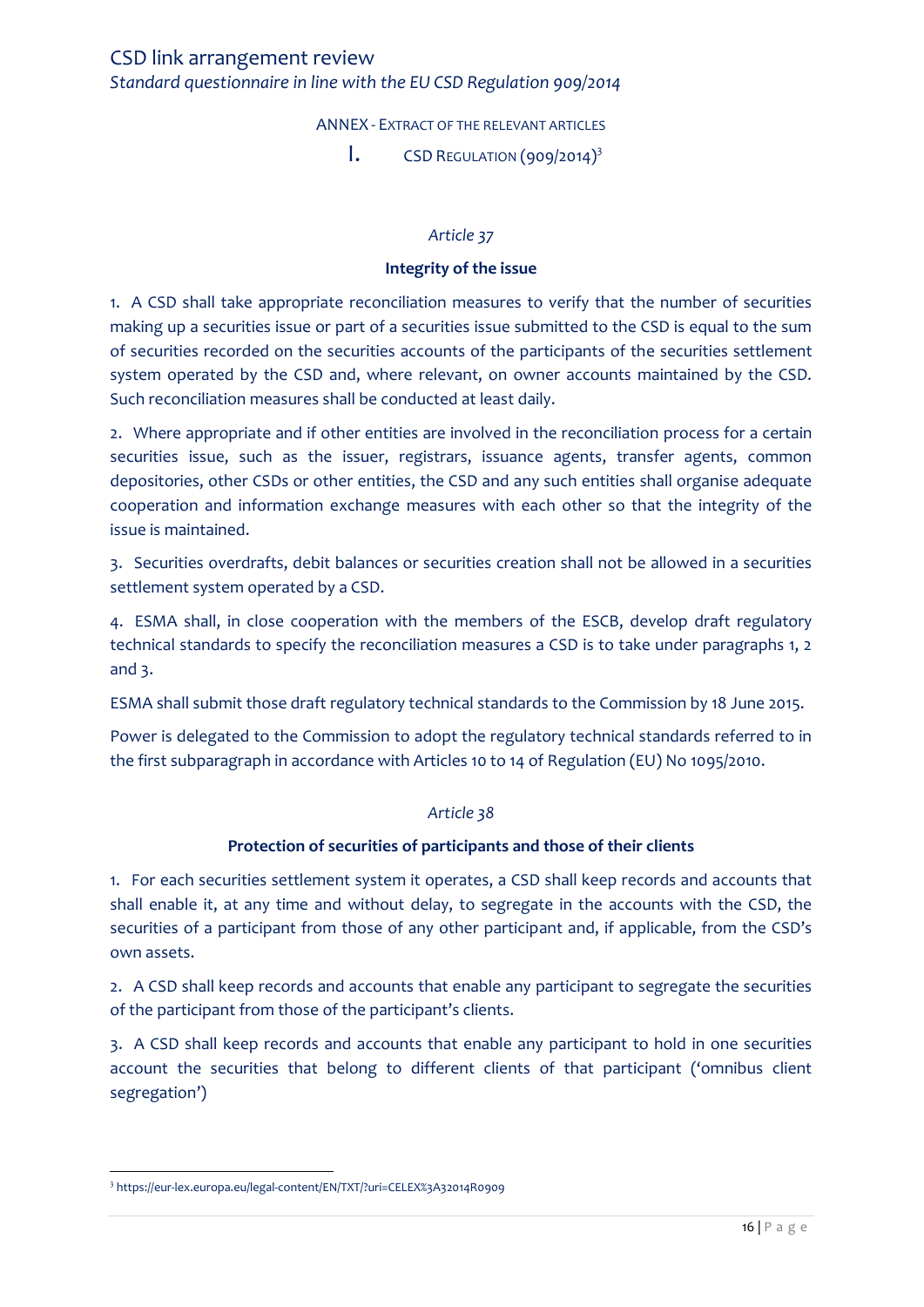## ANNEX - EXTRACT OF THE RELEVANT ARTICLES

### I. CSD REGULATION (909/2014)[3]

*Article 37*

**Integrity of the issue**

1. A CSD shall take appropriate reconciliation measures to verify that the number of securities making up a securities issue or part of a securities issue submitted to the CSD is equal to the sum of securities recorded on the securities accounts of the participants of the securities settlement system operated by the CSD and, where relevant, on owner accounts maintained by the CSD. Such reconciliation measures shall be conducted at least daily.

2. Where appropriate and if other entities are involved in the reconciliation process for a certain securities issue, such as the issuer, registrars, issuance agents, transfer agents, common depositories, other CSDs or other entities, the CSD and any such entities shall organise adequate cooperation and information exchange measures with each other so that the integrity of the issue is maintained.

3. Securities overdrafts, debit balances or securities creation shall not be allowed in a securities settlement system operated by a CSD.

4. ESMA shall, in close cooperation with the members of the ESCB, develop draft regulatory technical standards to specify the reconciliation measures a CSD is to take under paragraphs 1, 2 and 3.

ESMA shall submit those draft regulatory technical standards to the Commission by 18 June 2015.

Power is delegated to the Commission to adopt the regulatory technical standards referred to in the first subparagraph in accordance with Articles 10 to 14 of Regulation (EU) No 1095/2010.

*Article 38*

**Protection of securities of participants and those of their clients**

1. For each securities settlement system it operates, a CSD shall keep records and accounts that shall enable it, at any time and without delay, to segregate in the accounts with the CSD, the securities of a participant from those of any other participant and, if applicable, from the CSD's own assets.

2. A CSD shall keep records and accounts that enable any participant to segregate the securities of the participant from those of the participant's clients.

3. A CSD shall keep records and accounts that enable any participant to hold in one securities account the securities that belong to different clients of that participant ('omnibus client segregation')

[3] https://eur-lex.europa.eu/legal-content/EN/TXT/?uri=CELEX%3A32014R0909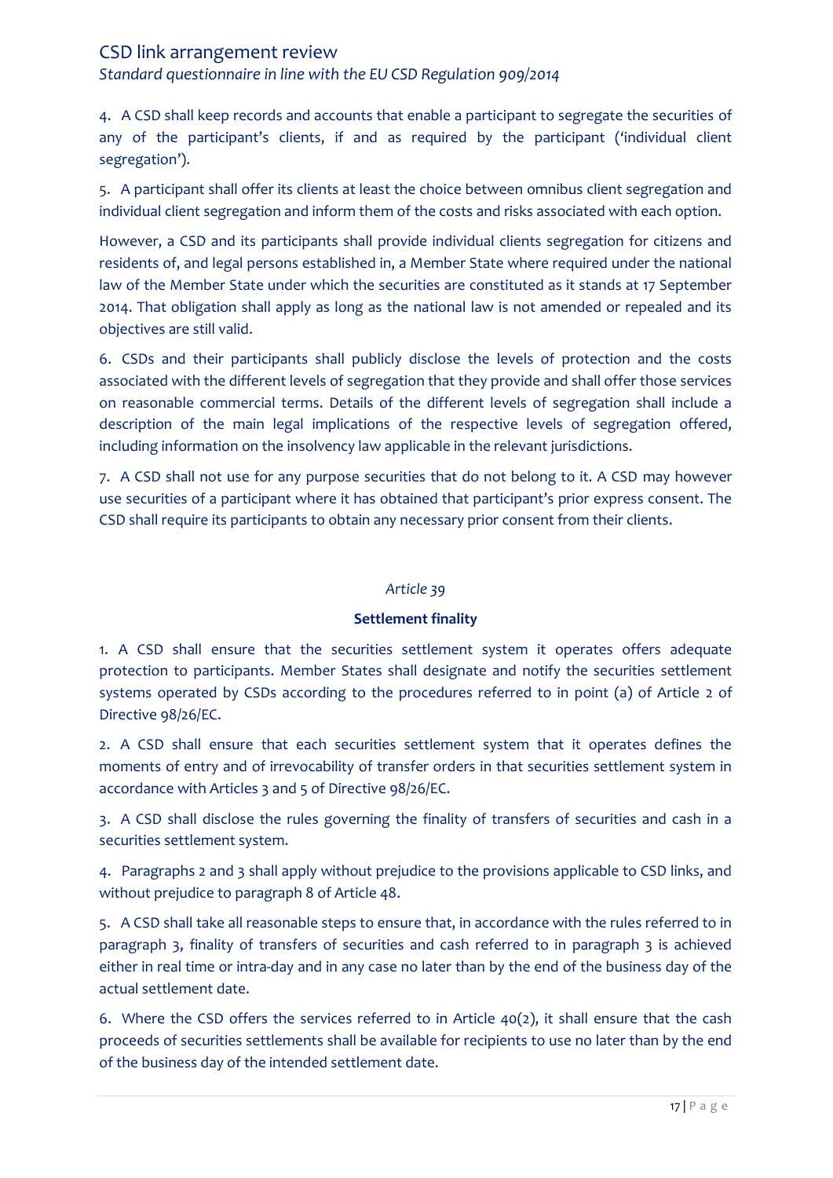4. A CSD shall keep records and accounts that enable a participant to segregate the securities of any of the participant's clients, if and as required by the participant ('individual client segregation').

5. A participant shall offer its clients at least the choice between omnibus client segregation and individual client segregation and inform them of the costs and risks associated with each option.

However, a CSD and its participants shall provide individual clients segregation for citizens and residents of, and legal persons established in, a Member State where required under the national law of the Member State under which the securities are constituted as it stands at 17 September 2014. That obligation shall apply as long as the national law is not amended or repealed and its objectives are still valid.

6. CSDs and their participants shall publicly disclose the levels of protection and the costs associated with the different levels of segregation that they provide and shall offer those services on reasonable commercial terms. Details of the different levels of segregation shall include a description of the main legal implications of the respective levels of segregation offered, including information on the insolvency law applicable in the relevant jurisdictions.

7. A CSD shall not use for any purpose securities that do not belong to it. A CSD may however use securities of a participant where it has obtained that participant's prior express consent. The CSD shall require its participants to obtain any necessary prior consent from their clients.

*Article 39*

**Settlement finality**

1. A CSD shall ensure that the securities settlement system it operates offers adequate protection to participants. Member States shall designate and notify the securities settlement systems operated by CSDs according to the procedures referred to in point (a) of Article 2 of Directive 98/26/EC.

2. A CSD shall ensure that each securities settlement system that it operates defines the moments of entry and of irrevocability of transfer orders in that securities settlement system in accordance with Articles 3 and 5 of Directive 98/26/EC.

3. A CSD shall disclose the rules governing the finality of transfers of securities and cash in a securities settlement system.

4. Paragraphs 2 and 3 shall apply without prejudice to the provisions applicable to CSD links, and without prejudice to paragraph 8 of Article 48.

5. A CSD shall take all reasonable steps to ensure that, in accordance with the rules referred to in paragraph 3, finality of transfers of securities and cash referred to in paragraph 3 is achieved either in real time or intra-day and in any case no later than by the end of the business day of the actual settlement date.

6. Where the CSD offers the services referred to in Article 40(2), it shall ensure that the cash proceeds of securities settlements shall be available for recipients to use no later than by the end of the business day of the intended settlement date.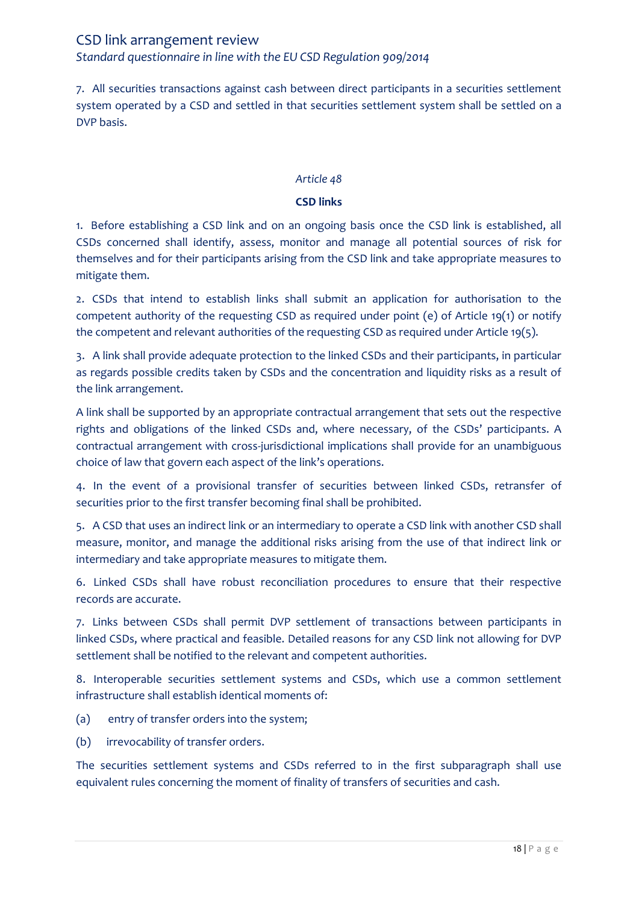7. All securities transactions against cash between direct participants in a securities settlement system operated by a CSD and settled in that securities settlement system shall be settled on a DVP basis.

*Article 48*

**CSD links**

1. Before establishing a CSD link and on an ongoing basis once the CSD link is established, all CSDs concerned shall identify, assess, monitor and manage all potential sources of risk for themselves and for their participants arising from the CSD link and take appropriate measures to mitigate them.

2. CSDs that intend to establish links shall submit an application for authorisation to the competent authority of the requesting CSD as required under point (e) of Article 19(1) or notify the competent and relevant authorities of the requesting CSD as required under Article 19(5).

3. A link shall provide adequate protection to the linked CSDs and their participants, in particular as regards possible credits taken by CSDs and the concentration and liquidity risks as a result of the link arrangement.

A link shall be supported by an appropriate contractual arrangement that sets out the respective rights and obligations of the linked CSDs and, where necessary, of the CSDs' participants. A contractual arrangement with cross-jurisdictional implications shall provide for an unambiguous choice of law that govern each aspect of the link's operations.

4. In the event of a provisional transfer of securities between linked CSDs, retransfer of securities prior to the first transfer becoming final shall be prohibited.

5. A CSD that uses an indirect link or an intermediary to operate a CSD link with another CSD shall measure, monitor, and manage the additional risks arising from the use of that indirect link or intermediary and take appropriate measures to mitigate them.

6. Linked CSDs shall have robust reconciliation procedures to ensure that their respective records are accurate.

7. Links between CSDs shall permit DVP settlement of transactions between participants in linked CSDs, where practical and feasible. Detailed reasons for any CSD link not allowing for DVP settlement shall be notified to the relevant and competent authorities.

8. Interoperable securities settlement systems and CSDs, which use a common settlement infrastructure shall establish identical moments of:

(a) entry of transfer orders into the system;

(b) irrevocability of transfer orders.

The securities settlement systems and CSDs referred to in the first subparagraph shall use equivalent rules concerning the moment of finality of transfers of securities and cash.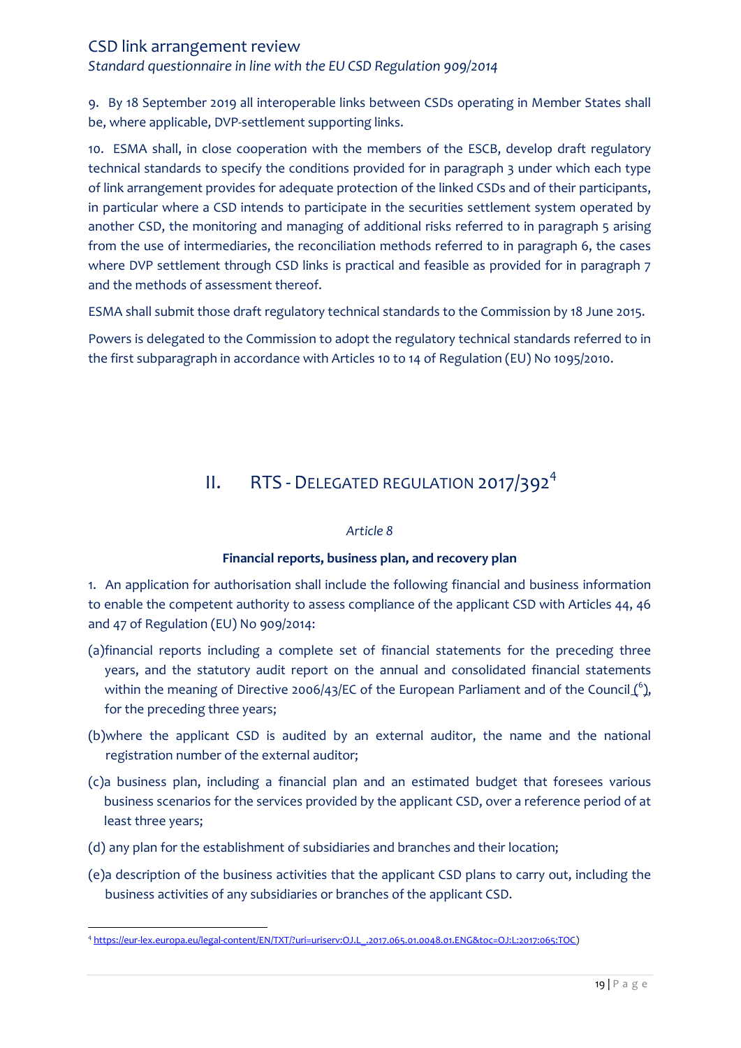9. By 18 September 2019 all interoperable links between CSDs operating in Member States shall be, where applicable, DVP-settlement supporting links.

10. ESMA shall, in close cooperation with the members of the ESCB, develop draft regulatory technical standards to specify the conditions provided for in paragraph 3 under which each type of link arrangement provides for adequate protection of the linked CSDs and of their participants, in particular where a CSD intends to participate in the securities settlement system operated by another CSD, the monitoring and managing of additional risks referred to in paragraph 5 arising from the use of intermediaries, the reconciliation methods referred to in paragraph 6, the cases where DVP settlement through CSD links is practical and feasible as provided for in paragraph 7 and the methods of assessment thereof.

ESMA shall submit those draft regulatory technical standards to the Commission by 18 June 2015.

Powers is delegated to the Commission to adopt the regulatory technical standards referred to in the first subparagraph in accordance with Articles 10 to 14 of Regulation (EU) No 1095/2010.

## II. RTS - Delegated Regulation 2017/392[4]

*Article 8*

**Financial reports, business plan, and recovery plan**

1. An application for authorisation shall include the following financial and business information to enable the competent authority to assess compliance of the applicant CSD with Articles 44, 46 and 47 of Regulation (EU) No 909/2014:

(a) financial reports including a complete set of financial statements for the preceding three years, and the statutory audit report on the annual and consolidated financial statements within the meaning of Directive 2006/43/EC of the European Parliament and of the Council ([6]), for the preceding three years;

(b) where the applicant CSD is audited by an external auditor, the name and the national registration number of the external auditor;

(c) a business plan, including a financial plan and an estimated budget that foresees various business scenarios for the services provided by the applicant CSD, over a reference period of at least three years;

(d) any plan for the establishment of subsidiaries and branches and their location;

(e) a description of the business activities that the applicant CSD plans to carry out, including the business activities of any subsidiaries or branches of the applicant CSD.

[4] https://eur-lex.europa.eu/legal-content/EN/TXT/?uri=uriserv:OJ.L_.2017.065.01.0048.01.ENG&toc=OJ:L:2017:065:TOC)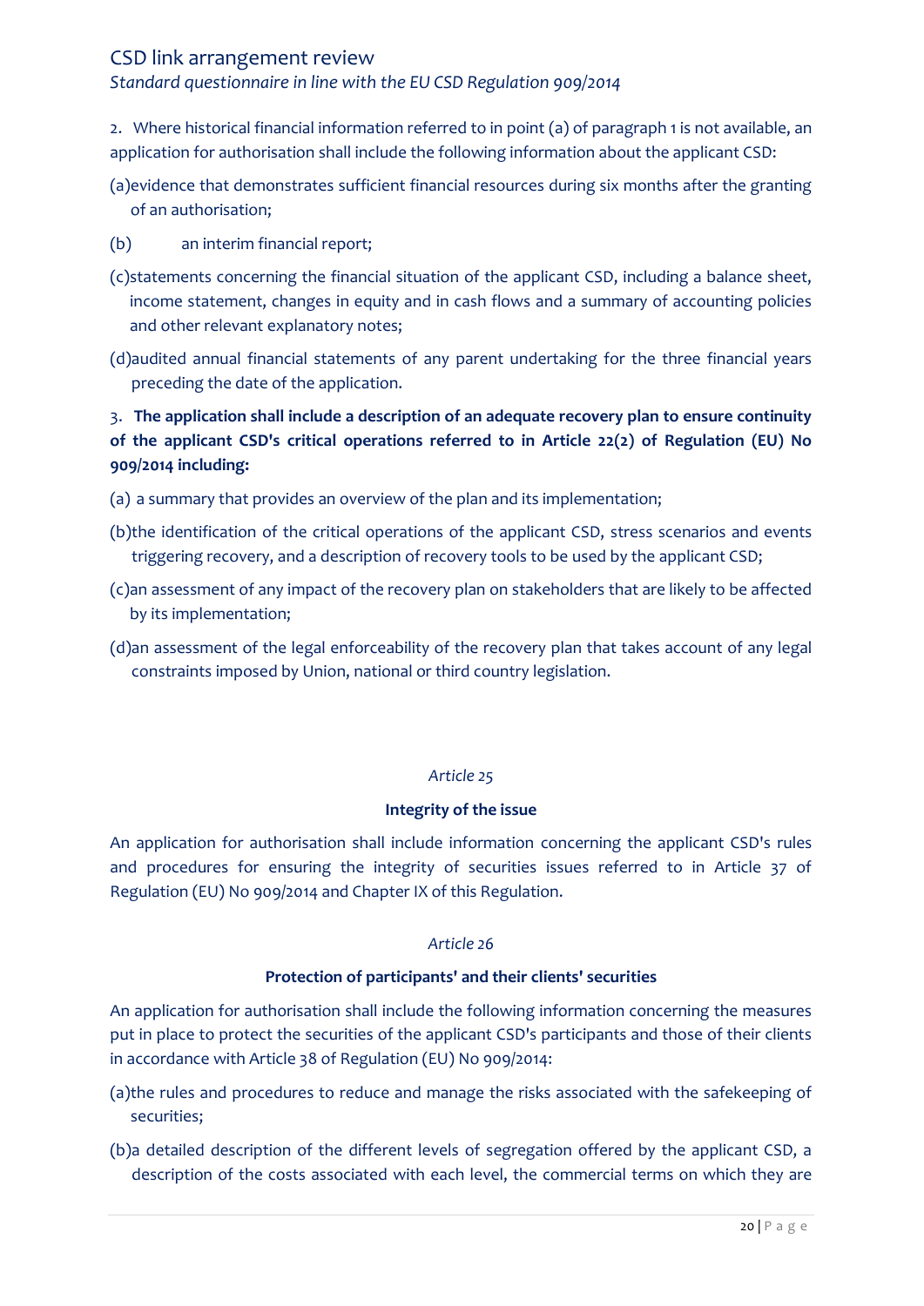2. Where historical financial information referred to in point (a) of paragraph 1 is not available, an application for authorisation shall include the following information about the applicant CSD:

(a) evidence that demonstrates sufficient financial resources during six months after the granting of an authorisation;

(b) an interim financial report;

(c) statements concerning the financial situation of the applicant CSD, including a balance sheet, income statement, changes in equity and in cash flows and a summary of accounting policies and other relevant explanatory notes;

(d) audited annual financial statements of any parent undertaking for the three financial years preceding the date of the application.

3. **The application shall include a description of an adequate recovery plan to ensure continuity of the applicant CSD's critical operations referred to in Article 22(2) of Regulation (EU) No 909/2014 including:**

(a) a summary that provides an overview of the plan and its implementation;

(b) the identification of the critical operations of the applicant CSD, stress scenarios and events triggering recovery, and a description of recovery tools to be used by the applicant CSD;

(c) an assessment of any impact of the recovery plan on stakeholders that are likely to be affected by its implementation;

(d) an assessment of the legal enforceability of the recovery plan that takes account of any legal constraints imposed by Union, national or third country legislation.

*Article 25*

**Integrity of the issue**

An application for authorisation shall include information concerning the applicant CSD's rules and procedures for ensuring the integrity of securities issues referred to in Article 37 of Regulation (EU) No 909/2014 and Chapter IX of this Regulation.

*Article 26*

**Protection of participants' and their clients' securities**

An application for authorisation shall include the following information concerning the measures put in place to protect the securities of the applicant CSD's participants and those of their clients in accordance with Article 38 of Regulation (EU) No 909/2014:

(a) the rules and procedures to reduce and manage the risks associated with the safekeeping of securities;

(b) a detailed description of the different levels of segregation offered by the applicant CSD, a description of the costs associated with each level, the commercial terms on which they are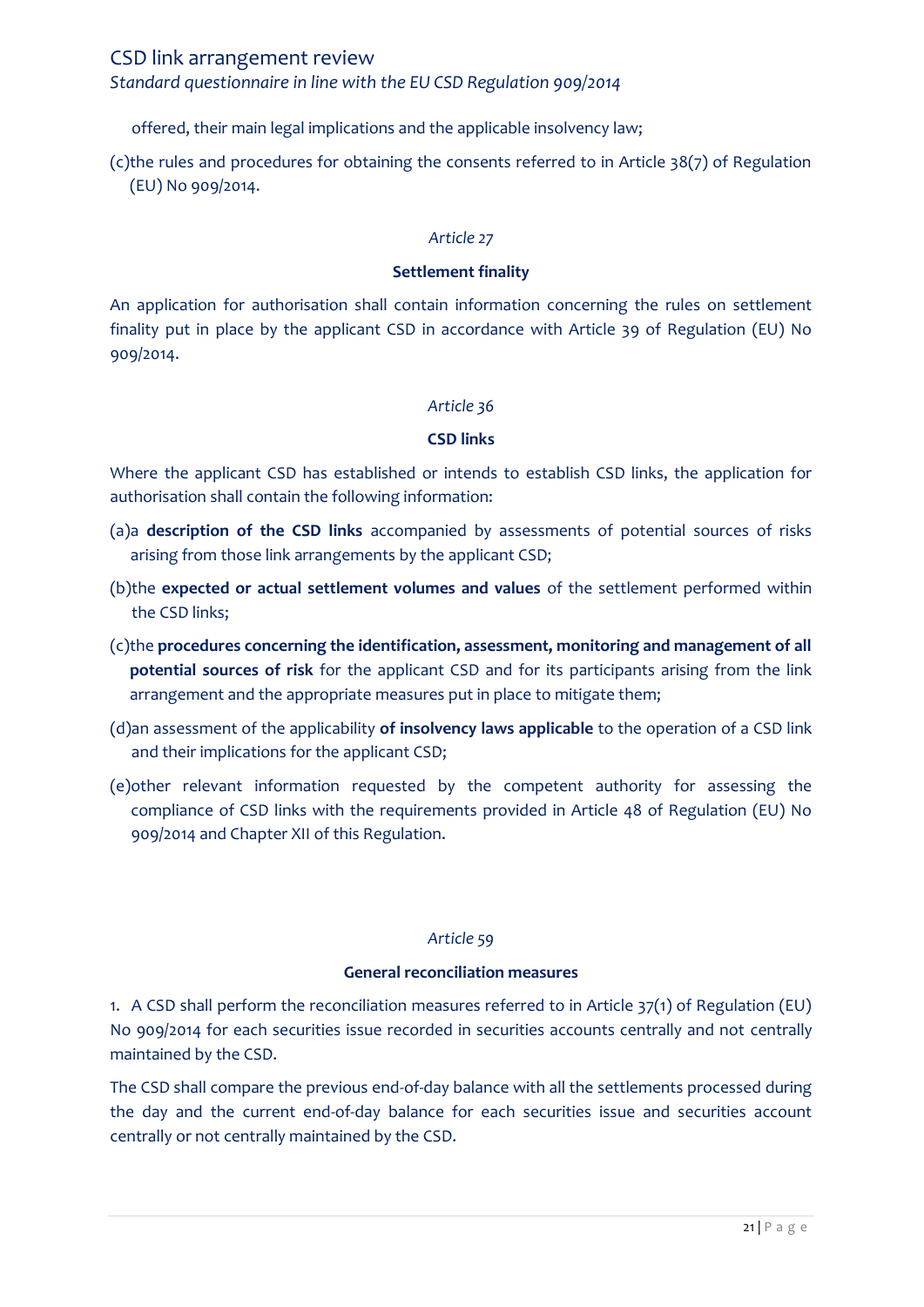offered, their main legal implications and the applicable insolvency law;

(c)the rules and procedures for obtaining the consents referred to in Article 38(7) of Regulation (EU) No 909/2014.

*Article 27*

**Settlement finality**

An application for authorisation shall contain information concerning the rules on settlement finality put in place by the applicant CSD in accordance with Article 39 of Regulation (EU) No 909/2014.

*Article 36*

**CSD links**

Where the applicant CSD has established or intends to establish CSD links, the application for authorisation shall contain the following information:

(a)a **description of the CSD links** accompanied by assessments of potential sources of risks arising from those link arrangements by the applicant CSD;

(b)the **expected or actual settlement volumes and values** of the settlement performed within the CSD links;

(c)the **procedures concerning the identification, assessment, monitoring and management of all potential sources of risk** for the applicant CSD and for its participants arising from the link arrangement and the appropriate measures put in place to mitigate them;

(d)an assessment of the applicability **of insolvency laws applicable** to the operation of a CSD link and their implications for the applicant CSD;

(e)other relevant information requested by the competent authority for assessing the compliance of CSD links with the requirements provided in Article 48 of Regulation (EU) No 909/2014 and Chapter XII of this Regulation.

*Article 59*

**General reconciliation measures**

1. A CSD shall perform the reconciliation measures referred to in Article 37(1) of Regulation (EU) No 909/2014 for each securities issue recorded in securities accounts centrally and not centrally maintained by the CSD.

The CSD shall compare the previous end-of-day balance with all the settlements processed during the day and the current end-of-day balance for each securities issue and securities account centrally or not centrally maintained by the CSD.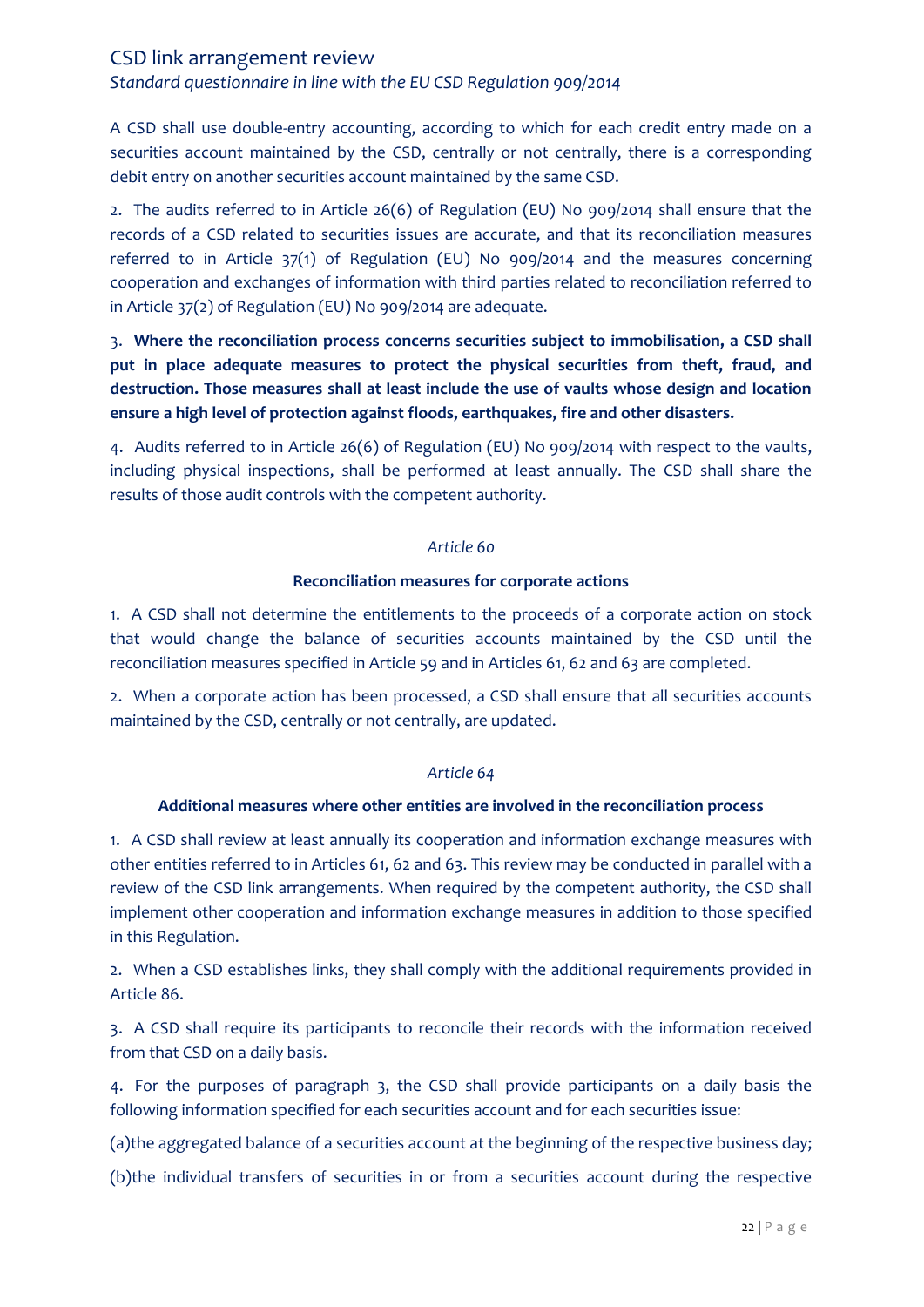A CSD shall use double-entry accounting, according to which for each credit entry made on a securities account maintained by the CSD, centrally or not centrally, there is a corresponding debit entry on another securities account maintained by the same CSD.

2. The audits referred to in Article 26(6) of Regulation (EU) No 909/2014 shall ensure that the records of a CSD related to securities issues are accurate, and that its reconciliation measures referred to in Article 37(1) of Regulation (EU) No 909/2014 and the measures concerning cooperation and exchanges of information with third parties related to reconciliation referred to in Article 37(2) of Regulation (EU) No 909/2014 are adequate.

3. **Where the reconciliation process concerns securities subject to immobilisation, a CSD shall put in place adequate measures to protect the physical securities from theft, fraud, and destruction. Those measures shall at least include the use of vaults whose design and location ensure a high level of protection against floods, earthquakes, fire and other disasters.**

4. Audits referred to in Article 26(6) of Regulation (EU) No 909/2014 with respect to the vaults, including physical inspections, shall be performed at least annually. The CSD shall share the results of those audit controls with the competent authority.

*Article 60*

**Reconciliation measures for corporate actions**

1. A CSD shall not determine the entitlements to the proceeds of a corporate action on stock that would change the balance of securities accounts maintained by the CSD until the reconciliation measures specified in Article 59 and in Articles 61, 62 and 63 are completed.

2. When a corporate action has been processed, a CSD shall ensure that all securities accounts maintained by the CSD, centrally or not centrally, are updated.

*Article 64*

**Additional measures where other entities are involved in the reconciliation process**

1. A CSD shall review at least annually its cooperation and information exchange measures with other entities referred to in Articles 61, 62 and 63. This review may be conducted in parallel with a review of the CSD link arrangements. When required by the competent authority, the CSD shall implement other cooperation and information exchange measures in addition to those specified in this Regulation.

2. When a CSD establishes links, they shall comply with the additional requirements provided in Article 86.

3. A CSD shall require its participants to reconcile their records with the information received from that CSD on a daily basis.

4. For the purposes of paragraph 3, the CSD shall provide participants on a daily basis the following information specified for each securities account and for each securities issue:

(a)the aggregated balance of a securities account at the beginning of the respective business day;

(b)the individual transfers of securities in or from a securities account during the respective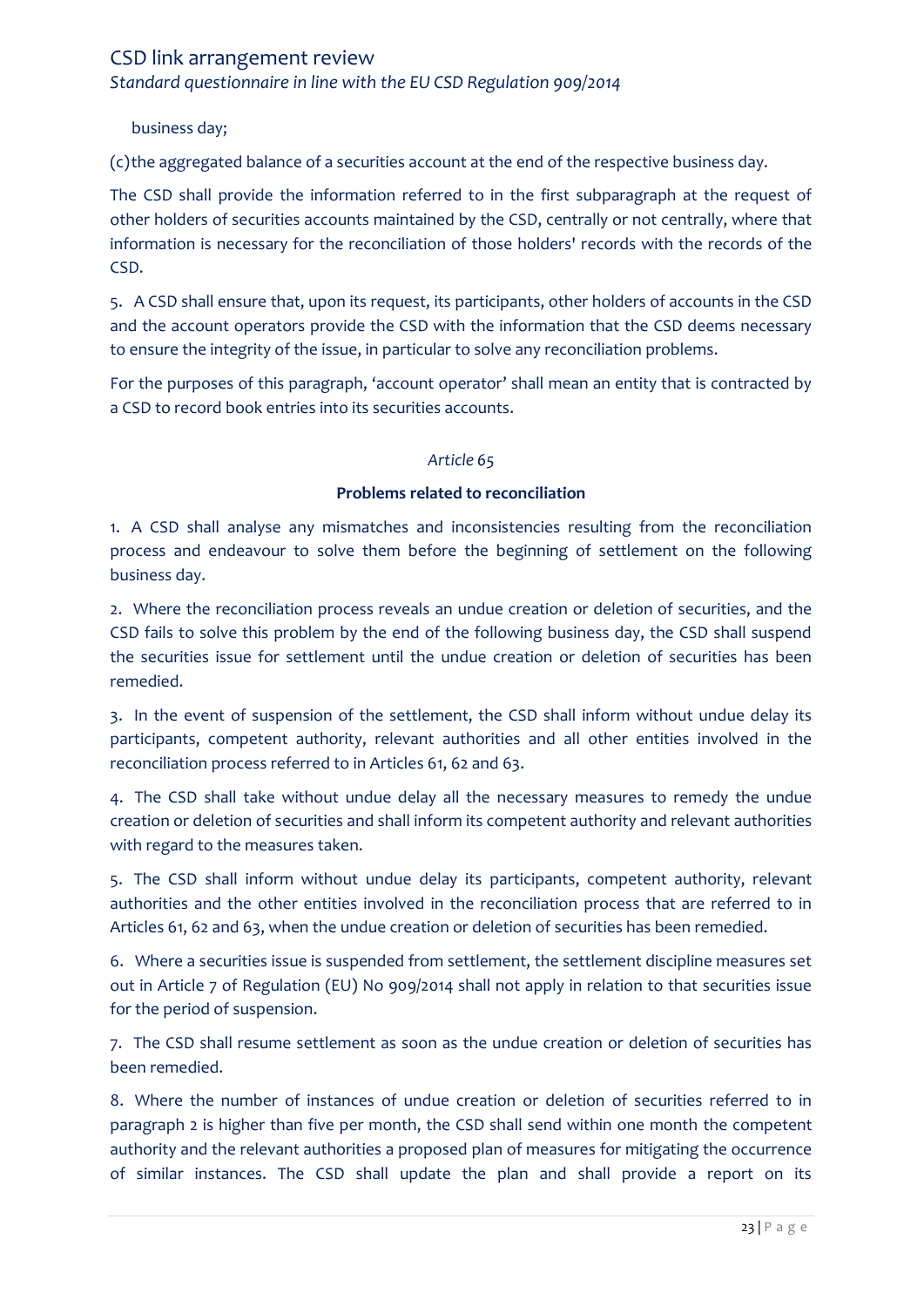business day;

(c)the aggregated balance of a securities account at the end of the respective business day.

The CSD shall provide the information referred to in the first subparagraph at the request of other holders of securities accounts maintained by the CSD, centrally or not centrally, where that information is necessary for the reconciliation of those holders' records with the records of the CSD.

5. A CSD shall ensure that, upon its request, its participants, other holders of accounts in the CSD and the account operators provide the CSD with the information that the CSD deems necessary to ensure the integrity of the issue, in particular to solve any reconciliation problems.

For the purposes of this paragraph, 'account operator' shall mean an entity that is contracted by a CSD to record book entries into its securities accounts.

*Article 65*

**Problems related to reconciliation**

1. A CSD shall analyse any mismatches and inconsistencies resulting from the reconciliation process and endeavour to solve them before the beginning of settlement on the following business day.

2. Where the reconciliation process reveals an undue creation or deletion of securities, and the CSD fails to solve this problem by the end of the following business day, the CSD shall suspend the securities issue for settlement until the undue creation or deletion of securities has been remedied.

3. In the event of suspension of the settlement, the CSD shall inform without undue delay its participants, competent authority, relevant authorities and all other entities involved in the reconciliation process referred to in Articles 61, 62 and 63.

4. The CSD shall take without undue delay all the necessary measures to remedy the undue creation or deletion of securities and shall inform its competent authority and relevant authorities with regard to the measures taken.

5. The CSD shall inform without undue delay its participants, competent authority, relevant authorities and the other entities involved in the reconciliation process that are referred to in Articles 61, 62 and 63, when the undue creation or deletion of securities has been remedied.

6. Where a securities issue is suspended from settlement, the settlement discipline measures set out in Article 7 of Regulation (EU) No 909/2014 shall not apply in relation to that securities issue for the period of suspension.

7. The CSD shall resume settlement as soon as the undue creation or deletion of securities has been remedied.

8. Where the number of instances of undue creation or deletion of securities referred to in paragraph 2 is higher than five per month, the CSD shall send within one month the competent authority and the relevant authorities a proposed plan of measures for mitigating the occurrence of similar instances. The CSD shall update the plan and shall provide a report on its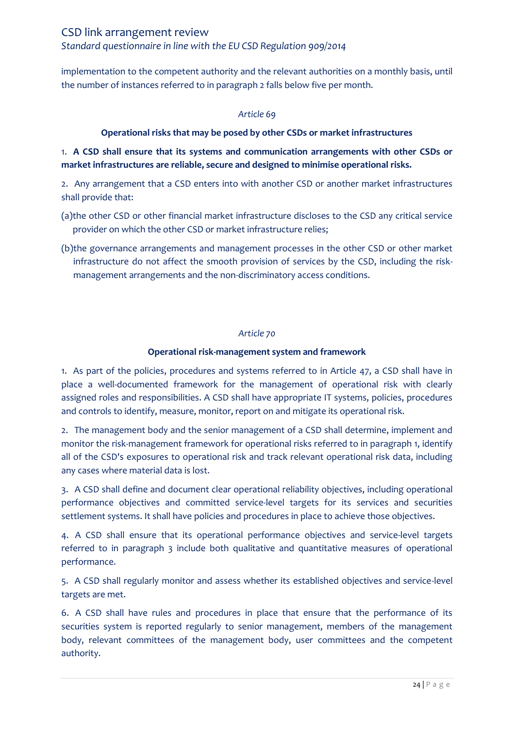implementation to the competent authority and the relevant authorities on a monthly basis, until the number of instances referred to in paragraph 2 falls below five per month.

*Article 69*

**Operational risks that may be posed by other CSDs or market infrastructures**

1. **A CSD shall ensure that its systems and communication arrangements with other CSDs or market infrastructures are reliable, secure and designed to minimise operational risks.**

2. Any arrangement that a CSD enters into with another CSD or another market infrastructures shall provide that:

(a) the other CSD or other financial market infrastructure discloses to the CSD any critical service provider on which the other CSD or market infrastructure relies;

(b) the governance arrangements and management processes in the other CSD or other market infrastructure do not affect the smooth provision of services by the CSD, including the risk-management arrangements and the non-discriminatory access conditions.

*Article 70*

**Operational risk-management system and framework**

1. As part of the policies, procedures and systems referred to in Article 47, a CSD shall have in place a well-documented framework for the management of operational risk with clearly assigned roles and responsibilities. A CSD shall have appropriate IT systems, policies, procedures and controls to identify, measure, monitor, report on and mitigate its operational risk.

2. The management body and the senior management of a CSD shall determine, implement and monitor the risk-management framework for operational risks referred to in paragraph 1, identify all of the CSD's exposures to operational risk and track relevant operational risk data, including any cases where material data is lost.

3. A CSD shall define and document clear operational reliability objectives, including operational performance objectives and committed service-level targets for its services and securities settlement systems. It shall have policies and procedures in place to achieve those objectives.

4. A CSD shall ensure that its operational performance objectives and service-level targets referred to in paragraph 3 include both qualitative and quantitative measures of operational performance.

5. A CSD shall regularly monitor and assess whether its established objectives and service-level targets are met.

6. A CSD shall have rules and procedures in place that ensure that the performance of its securities system is reported regularly to senior management, members of the management body, relevant committees of the management body, user committees and the competent authority.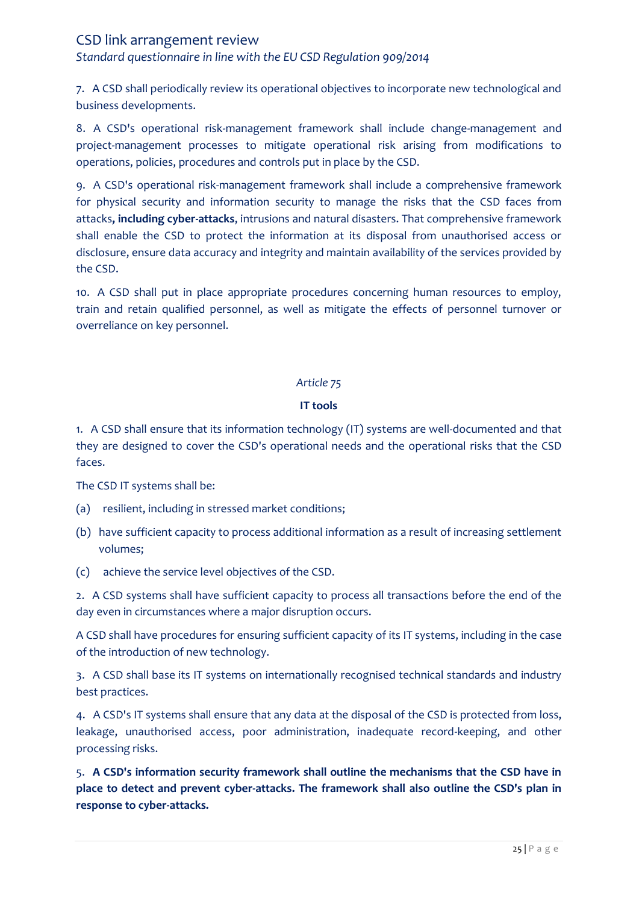7. A CSD shall periodically review its operational objectives to incorporate new technological and business developments.

8. A CSD's operational risk-management framework shall include change-management and project-management processes to mitigate operational risk arising from modifications to operations, policies, procedures and controls put in place by the CSD.

9. A CSD's operational risk-management framework shall include a comprehensive framework for physical security and information security to manage the risks that the CSD faces from attacks**, including cyber-attacks**, intrusions and natural disasters. That comprehensive framework shall enable the CSD to protect the information at its disposal from unauthorised access or disclosure, ensure data accuracy and integrity and maintain availability of the services provided by the CSD.

10. A CSD shall put in place appropriate procedures concerning human resources to employ, train and retain qualified personnel, as well as mitigate the effects of personnel turnover or overreliance on key personnel.

*Article 75*

**IT tools**

1. A CSD shall ensure that its information technology (IT) systems are well-documented and that they are designed to cover the CSD's operational needs and the operational risks that the CSD faces.

The CSD IT systems shall be:

(a) resilient, including in stressed market conditions;

(b) have sufficient capacity to process additional information as a result of increasing settlement volumes;

(c) achieve the service level objectives of the CSD.

2. A CSD systems shall have sufficient capacity to process all transactions before the end of the day even in circumstances where a major disruption occurs.

A CSD shall have procedures for ensuring sufficient capacity of its IT systems, including in the case of the introduction of new technology.

3. A CSD shall base its IT systems on internationally recognised technical standards and industry best practices.

4. A CSD's IT systems shall ensure that any data at the disposal of the CSD is protected from loss, leakage, unauthorised access, poor administration, inadequate record-keeping, and other processing risks.

5. **A CSD's information security framework shall outline the mechanisms that the CSD have in place to detect and prevent cyber-attacks. The framework shall also outline the CSD's plan in response to cyber-attacks.**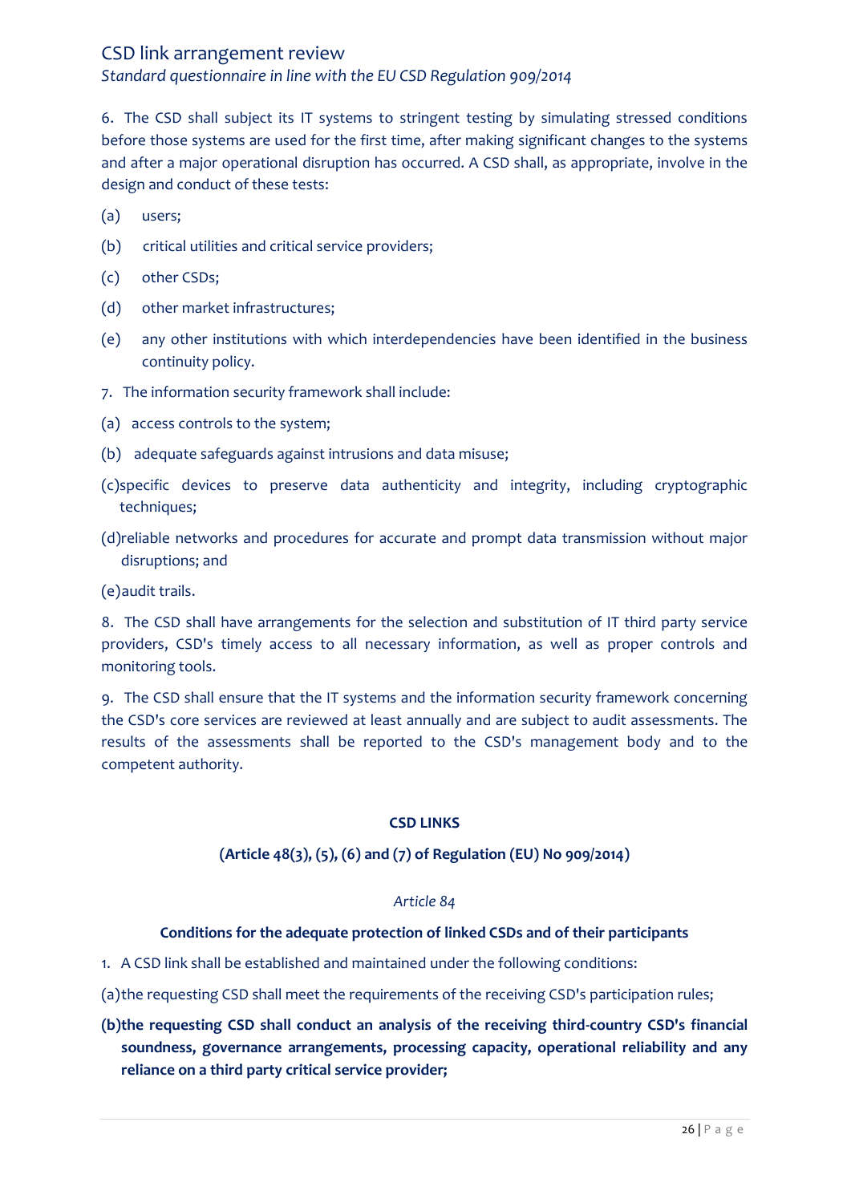6. The CSD shall subject its IT systems to stringent testing by simulating stressed conditions before those systems are used for the first time, after making significant changes to the systems and after a major operational disruption has occurred. A CSD shall, as appropriate, involve in the design and conduct of these tests:

(a) users;

(b) critical utilities and critical service providers;

(c) other CSDs;

(d) other market infrastructures;

(e) any other institutions with which interdependencies have been identified in the business continuity policy.

7. The information security framework shall include:

(a) access controls to the system;

(b) adequate safeguards against intrusions and data misuse;

(c) specific devices to preserve data authenticity and integrity, including cryptographic techniques;

(d) reliable networks and procedures for accurate and prompt data transmission without major disruptions; and

(e) audit trails.

8. The CSD shall have arrangements for the selection and substitution of IT third party service providers, CSD's timely access to all necessary information, as well as proper controls and monitoring tools.

9. The CSD shall ensure that the IT systems and the information security framework concerning the CSD's core services are reviewed at least annually and are subject to audit assessments. The results of the assessments shall be reported to the CSD's management body and to the competent authority.

**CSD LINKS**

**(Article 48(3), (5), (6) and (7) of Regulation (EU) No 909/2014)**

*Article 84*

**Conditions for the adequate protection of linked CSDs and of their participants**

1. A CSD link shall be established and maintained under the following conditions:

(a) the requesting CSD shall meet the requirements of the receiving CSD's participation rules;

**(b) the requesting CSD shall conduct an analysis of the receiving third-country CSD's financial soundness, governance arrangements, processing capacity, operational reliability and any reliance on a third party critical service provider;**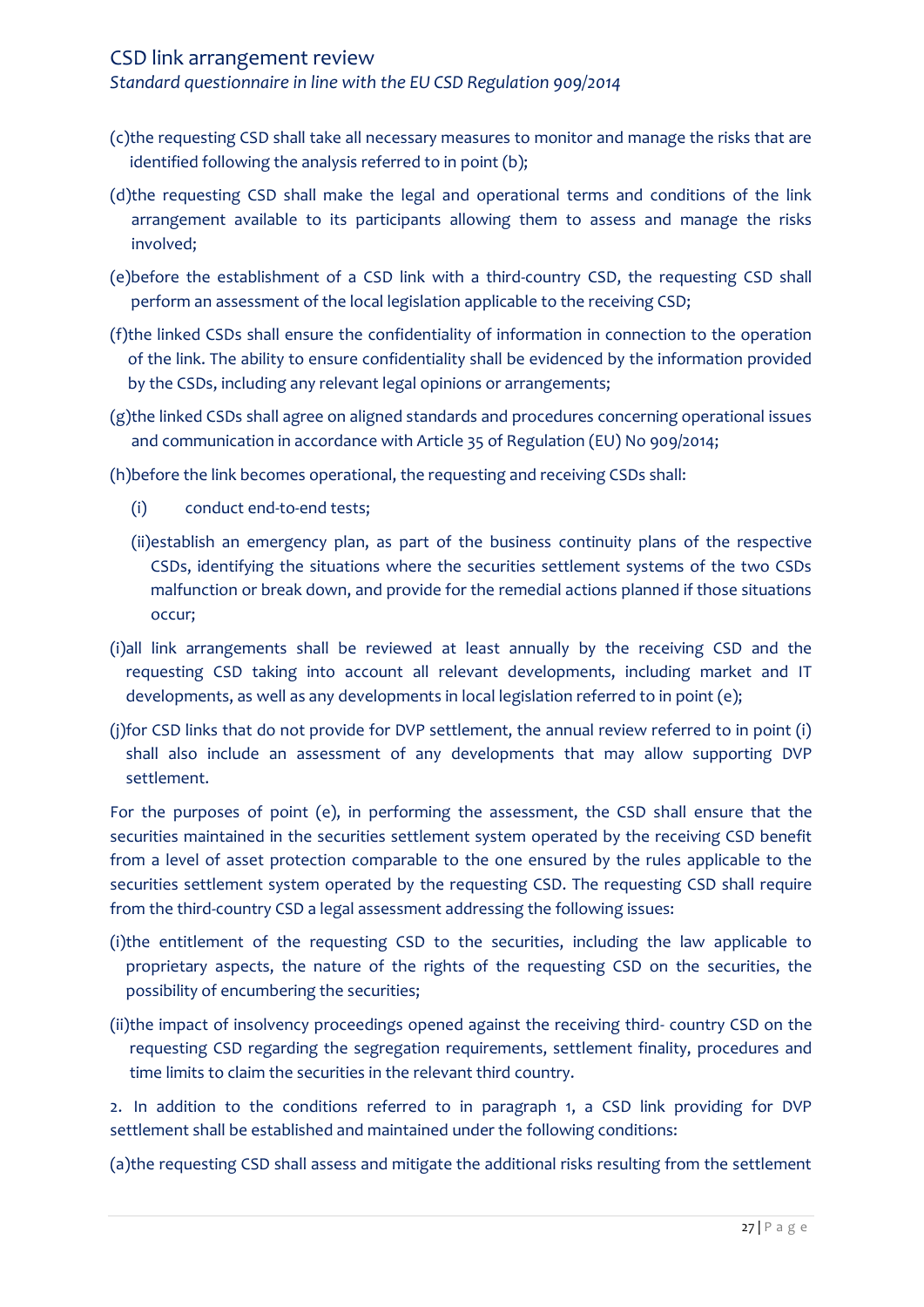(c) the requesting CSD shall take all necessary measures to monitor and manage the risks that are identified following the analysis referred to in point (b);

(d) the requesting CSD shall make the legal and operational terms and conditions of the link arrangement available to its participants allowing them to assess and manage the risks involved;

(e) before the establishment of a CSD link with a third-country CSD, the requesting CSD shall perform an assessment of the local legislation applicable to the receiving CSD;

(f) the linked CSDs shall ensure the confidentiality of information in connection to the operation of the link. The ability to ensure confidentiality shall be evidenced by the information provided by the CSDs, including any relevant legal opinions or arrangements;

(g) the linked CSDs shall agree on aligned standards and procedures concerning operational issues and communication in accordance with Article 35 of Regulation (EU) No 909/2014;

(h) before the link becomes operational, the requesting and receiving CSDs shall:

- (i) conduct end-to-end tests;
- (ii) establish an emergency plan, as part of the business continuity plans of the respective CSDs, identifying the situations where the securities settlement systems of the two CSDs malfunction or break down, and provide for the remedial actions planned if those situations occur;

(i) all link arrangements shall be reviewed at least annually by the receiving CSD and the requesting CSD taking into account all relevant developments, including market and IT developments, as well as any developments in local legislation referred to in point (e);

(j) for CSD links that do not provide for DVP settlement, the annual review referred to in point (i) shall also include an assessment of any developments that may allow supporting DVP settlement.

For the purposes of point (e), in performing the assessment, the CSD shall ensure that the securities maintained in the securities settlement system operated by the receiving CSD benefit from a level of asset protection comparable to the one ensured by the rules applicable to the securities settlement system operated by the requesting CSD. The requesting CSD shall require from the third-country CSD a legal assessment addressing the following issues:

(i) the entitlement of the requesting CSD to the securities, including the law applicable to proprietary aspects, the nature of the rights of the requesting CSD on the securities, the possibility of encumbering the securities;

(ii) the impact of insolvency proceedings opened against the receiving third- country CSD on the requesting CSD regarding the segregation requirements, settlement finality, procedures and time limits to claim the securities in the relevant third country.

2. In addition to the conditions referred to in paragraph 1, a CSD link providing for DVP settlement shall be established and maintained under the following conditions:

(a) the requesting CSD shall assess and mitigate the additional risks resulting from the settlement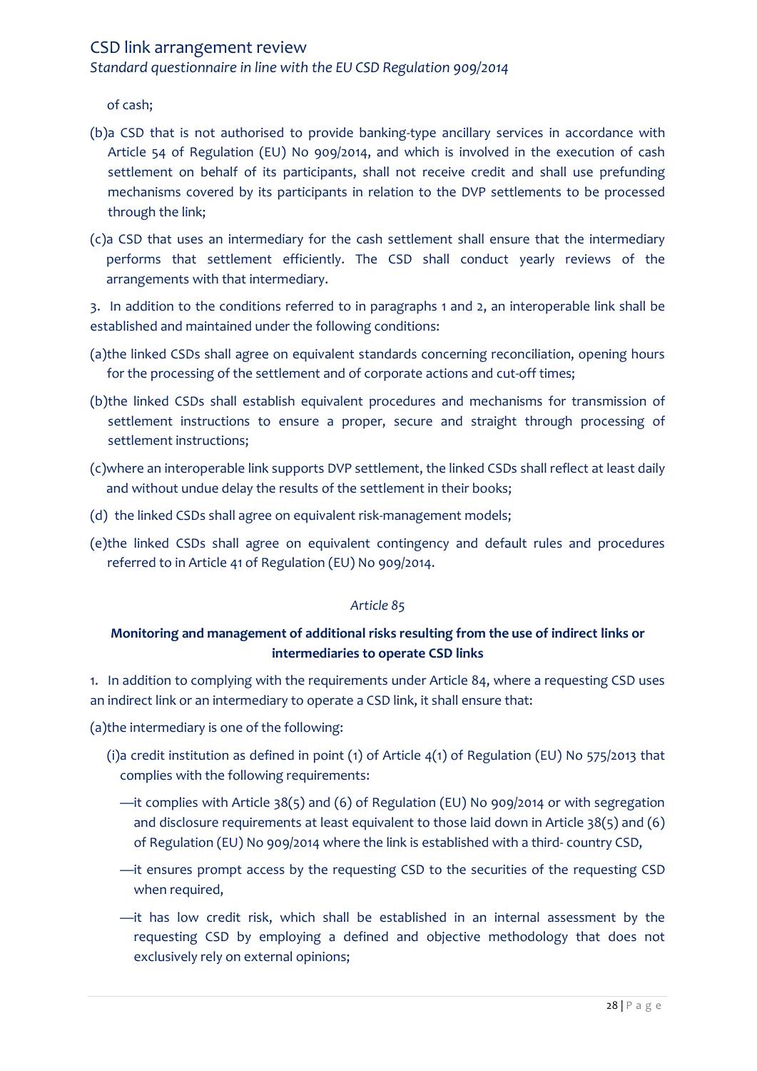of cash;

(b)a CSD that is not authorised to provide banking-type ancillary services in accordance with Article 54 of Regulation (EU) No 909/2014, and which is involved in the execution of cash settlement on behalf of its participants, shall not receive credit and shall use prefunding mechanisms covered by its participants in relation to the DVP settlements to be processed through the link;

(c)a CSD that uses an intermediary for the cash settlement shall ensure that the intermediary performs that settlement efficiently. The CSD shall conduct yearly reviews of the arrangements with that intermediary.

3. In addition to the conditions referred to in paragraphs 1 and 2, an interoperable link shall be established and maintained under the following conditions:

(a)the linked CSDs shall agree on equivalent standards concerning reconciliation, opening hours for the processing of the settlement and of corporate actions and cut-off times;

(b)the linked CSDs shall establish equivalent procedures and mechanisms for transmission of settlement instructions to ensure a proper, secure and straight through processing of settlement instructions;

(c)where an interoperable link supports DVP settlement, the linked CSDs shall reflect at least daily and without undue delay the results of the settlement in their books;

(d) the linked CSDs shall agree on equivalent risk-management models;

(e)the linked CSDs shall agree on equivalent contingency and default rules and procedures referred to in Article 41 of Regulation (EU) No 909/2014.

*Article 85*

**Monitoring and management of additional risks resulting from the use of indirect links or intermediaries to operate CSD links**

1. In addition to complying with the requirements under Article 84, where a requesting CSD uses an indirect link or an intermediary to operate a CSD link, it shall ensure that:

(a)the intermediary is one of the following:

(i)a credit institution as defined in point (1) of Article 4(1) of Regulation (EU) No 575/2013 that complies with the following requirements:

—it complies with Article 38(5) and (6) of Regulation (EU) No 909/2014 or with segregation and disclosure requirements at least equivalent to those laid down in Article 38(5) and (6) of Regulation (EU) No 909/2014 where the link is established with a third- country CSD,

—it ensures prompt access by the requesting CSD to the securities of the requesting CSD when required,

—it has low credit risk, which shall be established in an internal assessment by the requesting CSD by employing a defined and objective methodology that does not exclusively rely on external opinions;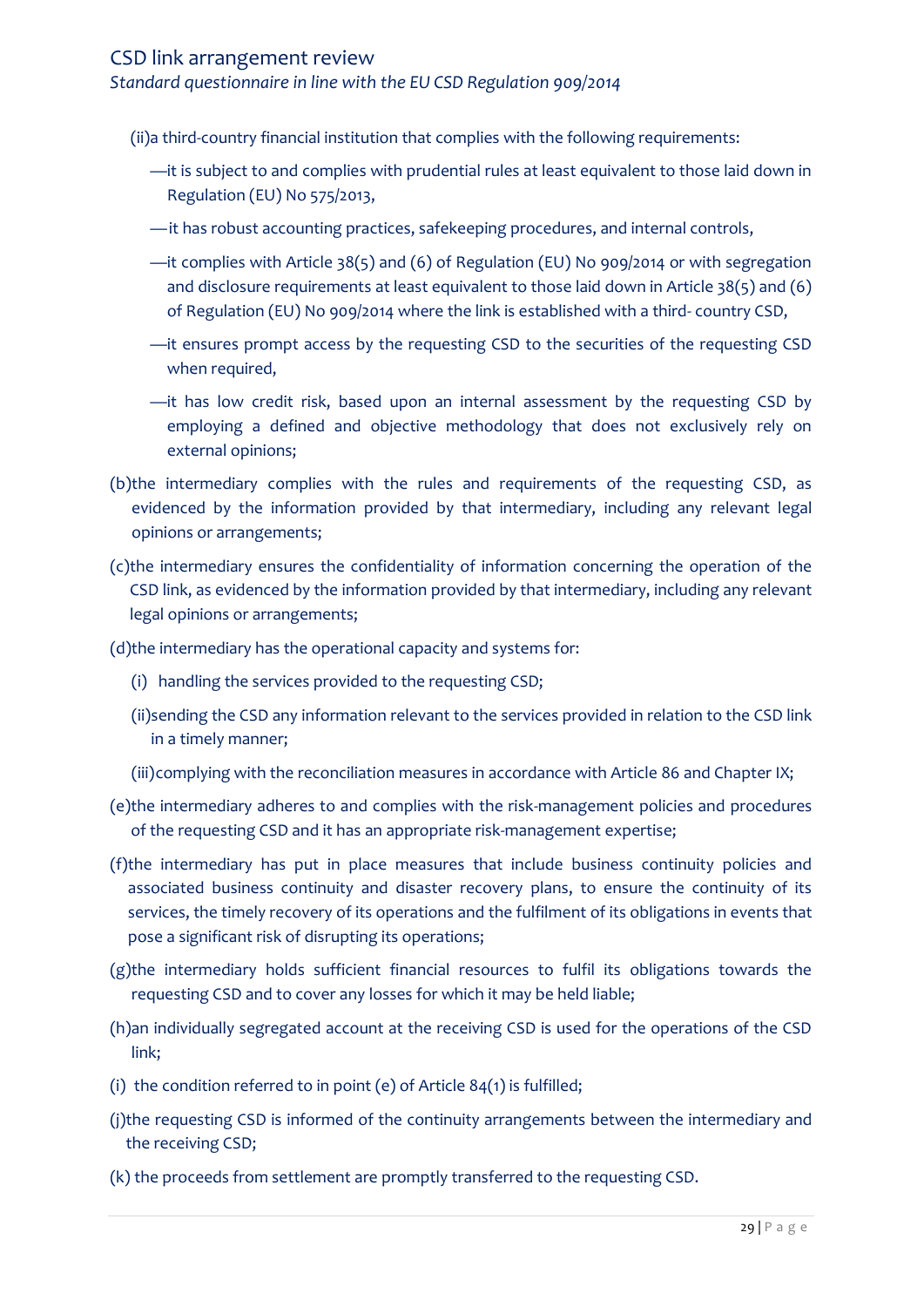(ii)a third-country financial institution that complies with the following requirements:

—it is subject to and complies with prudential rules at least equivalent to those laid down in Regulation (EU) No 575/2013,

—it has robust accounting practices, safekeeping procedures, and internal controls,

—it complies with Article 38(5) and (6) of Regulation (EU) No 909/2014 or with segregation and disclosure requirements at least equivalent to those laid down in Article 38(5) and (6) of Regulation (EU) No 909/2014 where the link is established with a third- country CSD,

—it ensures prompt access by the requesting CSD to the securities of the requesting CSD when required,

—it has low credit risk, based upon an internal assessment by the requesting CSD by employing a defined and objective methodology that does not exclusively rely on external opinions;

(b)the intermediary complies with the rules and requirements of the requesting CSD, as evidenced by the information provided by that intermediary, including any relevant legal opinions or arrangements;

(c)the intermediary ensures the confidentiality of information concerning the operation of the CSD link, as evidenced by the information provided by that intermediary, including any relevant legal opinions or arrangements;

(d)the intermediary has the operational capacity and systems for:

(i) handling the services provided to the requesting CSD;

(ii)sending the CSD any information relevant to the services provided in relation to the CSD link in a timely manner;

(iii)complying with the reconciliation measures in accordance with Article 86 and Chapter IX;

(e)the intermediary adheres to and complies with the risk-management policies and procedures of the requesting CSD and it has an appropriate risk-management expertise;

(f)the intermediary has put in place measures that include business continuity policies and associated business continuity and disaster recovery plans, to ensure the continuity of its services, the timely recovery of its operations and the fulfilment of its obligations in events that pose a significant risk of disrupting its operations;

(g)the intermediary holds sufficient financial resources to fulfil its obligations towards the requesting CSD and to cover any losses for which it may be held liable;

(h)an individually segregated account at the receiving CSD is used for the operations of the CSD link;

(i) the condition referred to in point (e) of Article 84(1) is fulfilled;

(j)the requesting CSD is informed of the continuity arrangements between the intermediary and the receiving CSD;

(k) the proceeds from settlement are promptly transferred to the requesting CSD.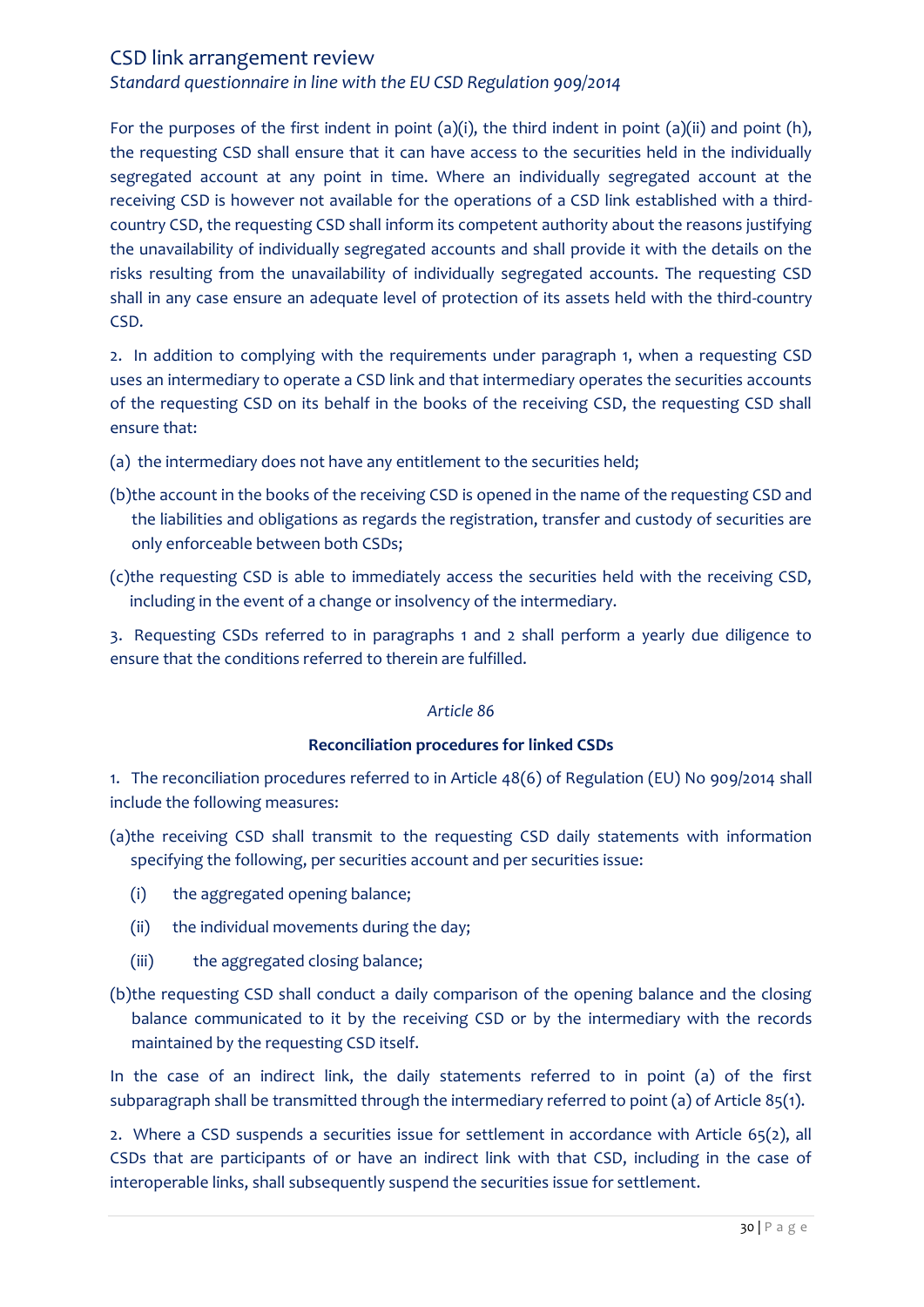For the purposes of the first indent in point (a)(i), the third indent in point (a)(ii) and point (h), the requesting CSD shall ensure that it can have access to the securities held in the individually segregated account at any point in time. Where an individually segregated account at the receiving CSD is however not available for the operations of a CSD link established with a third-country CSD, the requesting CSD shall inform its competent authority about the reasons justifying the unavailability of individually segregated accounts and shall provide it with the details on the risks resulting from the unavailability of individually segregated accounts. The requesting CSD shall in any case ensure an adequate level of protection of its assets held with the third-country CSD.

2. In addition to complying with the requirements under paragraph 1, when a requesting CSD uses an intermediary to operate a CSD link and that intermediary operates the securities accounts of the requesting CSD on its behalf in the books of the receiving CSD, the requesting CSD shall ensure that:

(a) the intermediary does not have any entitlement to the securities held;

(b) the account in the books of the receiving CSD is opened in the name of the requesting CSD and the liabilities and obligations as regards the registration, transfer and custody of securities are only enforceable between both CSDs;

(c) the requesting CSD is able to immediately access the securities held with the receiving CSD, including in the event of a change or insolvency of the intermediary.

3. Requesting CSDs referred to in paragraphs 1 and 2 shall perform a yearly due diligence to ensure that the conditions referred to therein are fulfilled.

*Article 86*

**Reconciliation procedures for linked CSDs**

1. The reconciliation procedures referred to in Article 48(6) of Regulation (EU) No 909/2014 shall include the following measures:

(a) the receiving CSD shall transmit to the requesting CSD daily statements with information specifying the following, per securities account and per securities issue:

(i) the aggregated opening balance;

(ii) the individual movements during the day;

(iii) the aggregated closing balance;

(b) the requesting CSD shall conduct a daily comparison of the opening balance and the closing balance communicated to it by the receiving CSD or by the intermediary with the records maintained by the requesting CSD itself.

In the case of an indirect link, the daily statements referred to in point (a) of the first subparagraph shall be transmitted through the intermediary referred to point (a) of Article 85(1).

2. Where a CSD suspends a securities issue for settlement in accordance with Article 65(2), all CSDs that are participants of or have an indirect link with that CSD, including in the case of interoperable links, shall subsequently suspend the securities issue for settlement.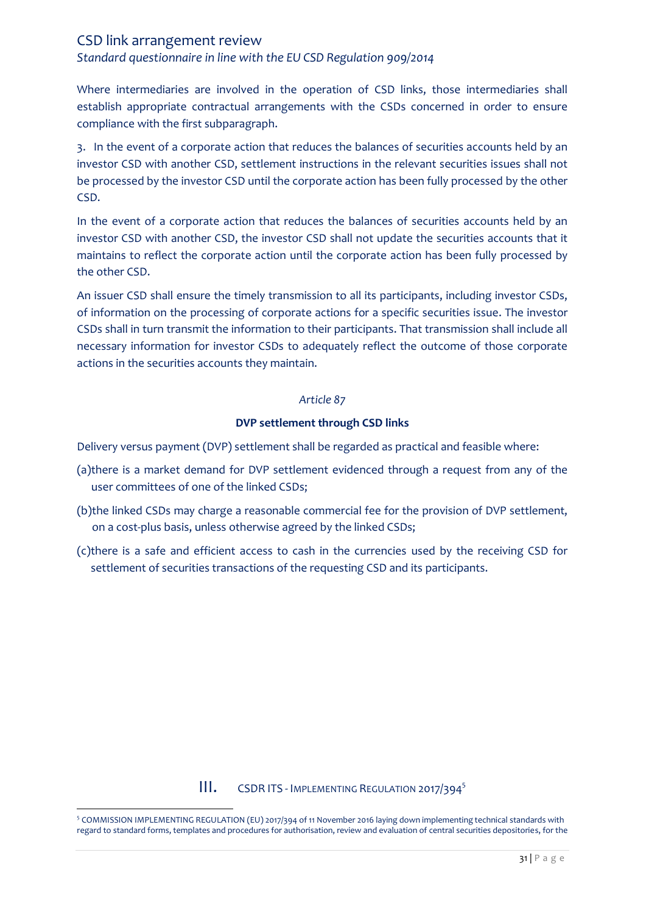Where intermediaries are involved in the operation of CSD links, those intermediaries shall establish appropriate contractual arrangements with the CSDs concerned in order to ensure compliance with the first subparagraph.

3. In the event of a corporate action that reduces the balances of securities accounts held by an investor CSD with another CSD, settlement instructions in the relevant securities issues shall not be processed by the investor CSD until the corporate action has been fully processed by the other CSD.

In the event of a corporate action that reduces the balances of securities accounts held by an investor CSD with another CSD, the investor CSD shall not update the securities accounts that it maintains to reflect the corporate action until the corporate action has been fully processed by the other CSD.

An issuer CSD shall ensure the timely transmission to all its participants, including investor CSDs, of information on the processing of corporate actions for a specific securities issue. The investor CSDs shall in turn transmit the information to their participants. That transmission shall include all necessary information for investor CSDs to adequately reflect the outcome of those corporate actions in the securities accounts they maintain.

*Article 87*

**DVP settlement through CSD links**

Delivery versus payment (DVP) settlement shall be regarded as practical and feasible where:

(a)there is a market demand for DVP settlement evidenced through a request from any of the user committees of one of the linked CSDs;

(b)the linked CSDs may charge a reasonable commercial fee for the provision of DVP settlement, on a cost-plus basis, unless otherwise agreed by the linked CSDs;

(c)there is a safe and efficient access to cash in the currencies used by the receiving CSD for settlement of securities transactions of the requesting CSD and its participants.

## III. CSDR ITS - Implementing Regulation 2017/394[5]

[5] COMMISSION IMPLEMENTING REGULATION (EU) 2017/394 of 11 November 2016 laying down implementing technical standards with regard to standard forms, templates and procedures for authorisation, review and evaluation of central securities depositories, for the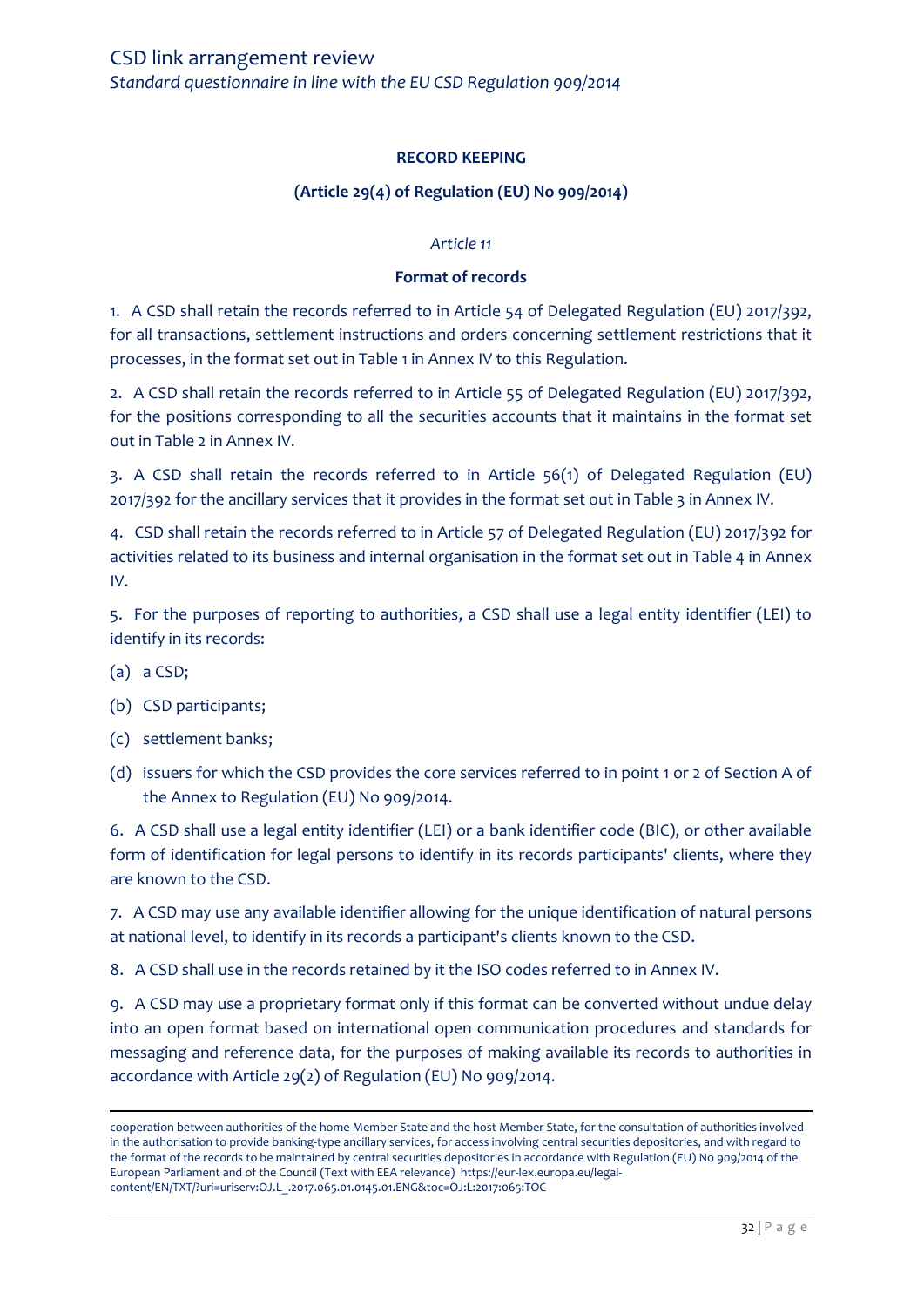**RECORD KEEPING**

**(Article 29(4) of Regulation (EU) No 909/2014)**

*Article 11*

**Format of records**

1. A CSD shall retain the records referred to in Article 54 of Delegated Regulation (EU) 2017/392, for all transactions, settlement instructions and orders concerning settlement restrictions that it processes, in the format set out in Table 1 in Annex IV to this Regulation.

2. A CSD shall retain the records referred to in Article 55 of Delegated Regulation (EU) 2017/392, for the positions corresponding to all the securities accounts that it maintains in the format set out in Table 2 in Annex IV.

3. A CSD shall retain the records referred to in Article 56(1) of Delegated Regulation (EU) 2017/392 for the ancillary services that it provides in the format set out in Table 3 in Annex IV.

4. CSD shall retain the records referred to in Article 57 of Delegated Regulation (EU) 2017/392 for activities related to its business and internal organisation in the format set out in Table 4 in Annex IV.

5. For the purposes of reporting to authorities, a CSD shall use a legal entity identifier (LEI) to identify in its records:

(a) a CSD;

(b) CSD participants;

(c) settlement banks;

(d) issuers for which the CSD provides the core services referred to in point 1 or 2 of Section A of the Annex to Regulation (EU) No 909/2014.

6. A CSD shall use a legal entity identifier (LEI) or a bank identifier code (BIC), or other available form of identification for legal persons to identify in its records participants' clients, where they are known to the CSD.

7. A CSD may use any available identifier allowing for the unique identification of natural persons at national level, to identify in its records a participant's clients known to the CSD.

8. A CSD shall use in the records retained by it the ISO codes referred to in Annex IV.

9. A CSD may use a proprietary format only if this format can be converted without undue delay into an open format based on international open communication procedures and standards for messaging and reference data, for the purposes of making available its records to authorities in accordance with Article 29(2) of Regulation (EU) No 909/2014.

---

cooperation between authorities of the home Member State and the host Member State, for the consultation of authorities involved in the authorisation to provide banking-type ancillary services, for access involving central securities depositories, and with regard to the format of the records to be maintained by central securities depositories in accordance with Regulation (EU) No 909/2014 of the European Parliament and of the Council (Text with EEA relevance) https://eur-lex.europa.eu/legal-content/EN/TXT/?uri=uriserv:OJ.L_.2017.065.01.0145.01.ENG&toc=OJ:L:2017:065:TOC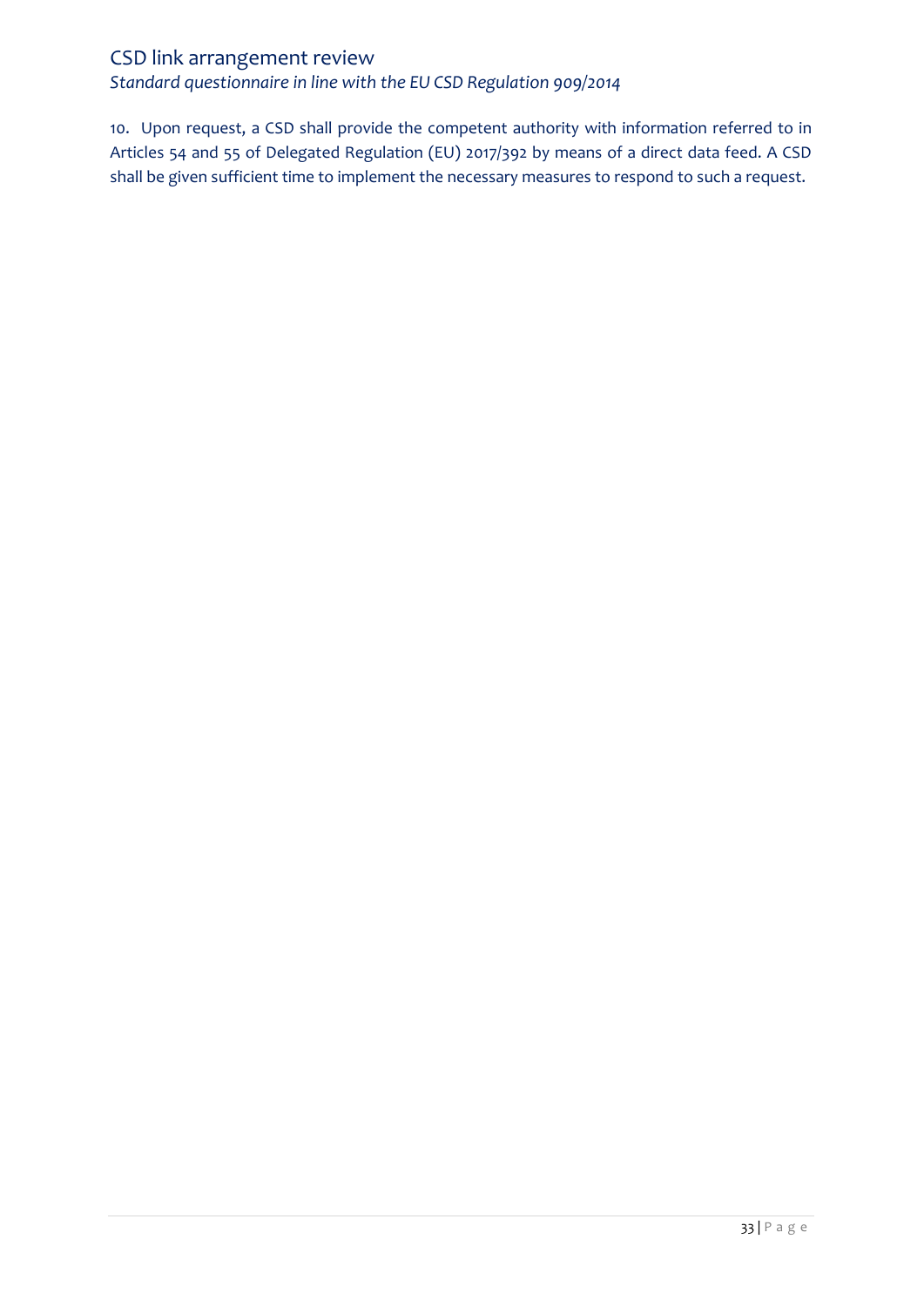10. Upon request, a CSD shall provide the competent authority with information referred to in Articles 54 and 55 of Delegated Regulation (EU) 2017/392 by means of a direct data feed. A CSD shall be given sufficient time to implement the necessary measures to respond to such a request.